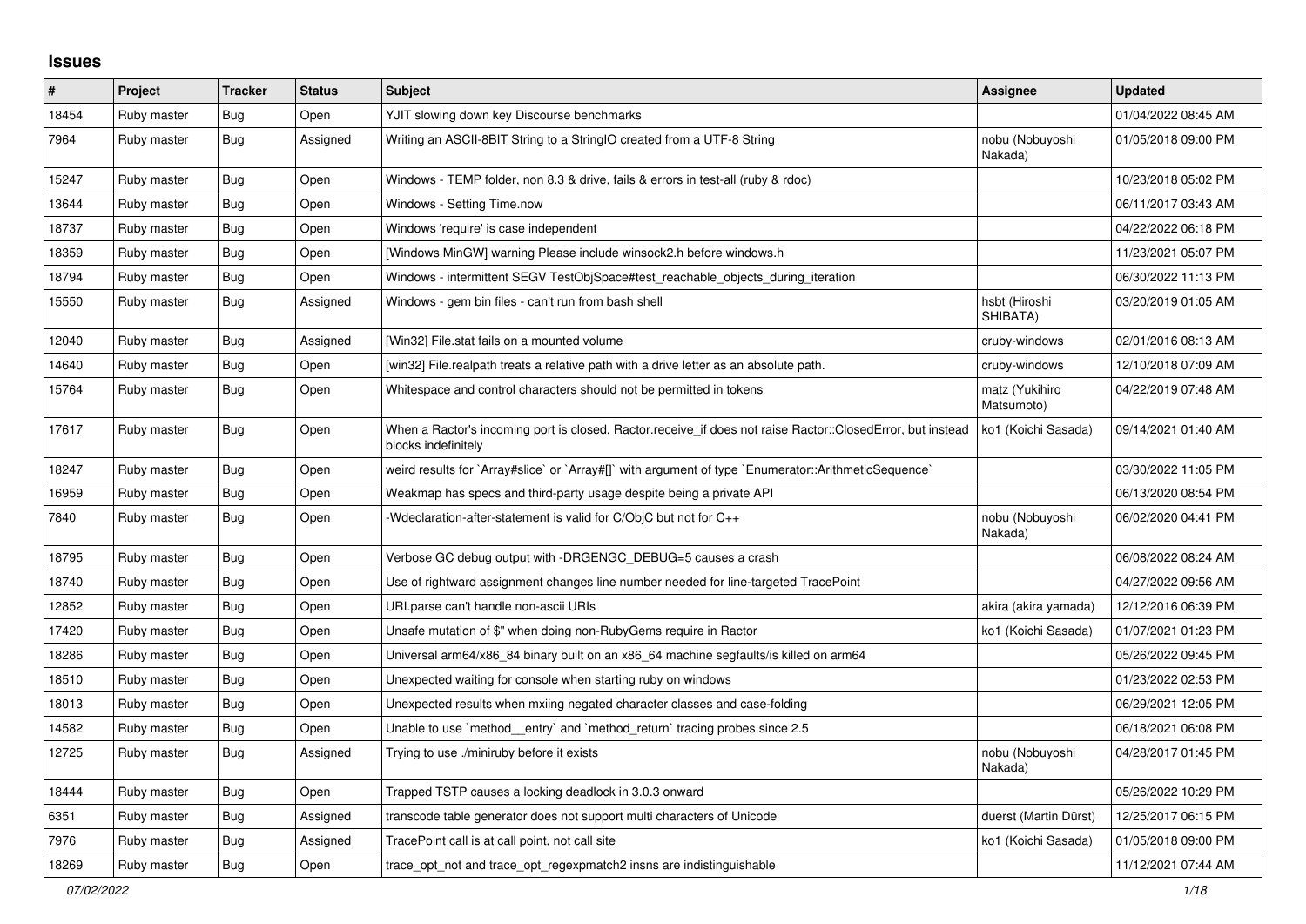## Issues

| # | Project | Tracker | Status | Subject | Assignee | Updated |
|---|---|---|---|---|---|---|
| 18454 | Ruby master | Bug | Open | YJIT slowing down key Discourse benchmarks | | 01/04/2022 08:45 AM |
| 7964 | Ruby master | Bug | Assigned | Writing an ASCII-8BIT String to a StringIO created from a UTF-8 String | nobu (Nobuyoshi Nakada) | 01/05/2018 09:00 PM |
| 15247 | Ruby master | Bug | Open | Windows - TEMP folder, non 8.3 & drive, fails & errors in test-all (ruby & rdoc) | | 10/23/2018 05:02 PM |
| 13644 | Ruby master | Bug | Open | Windows - Setting Time.now | | 06/11/2017 03:43 AM |
| 18737 | Ruby master | Bug | Open | Windows 'require' is case independent | | 04/22/2022 06:18 PM |
| 18359 | Ruby master | Bug | Open | [Windows MinGW] warning Please include winsock2.h before windows.h | | 11/23/2021 05:07 PM |
| 18794 | Ruby master | Bug | Open | Windows - intermittent SEGV TestObjSpace#test_reachable_objects_during_iteration | | 06/30/2022 11:13 PM |
| 15550 | Ruby master | Bug | Assigned | Windows - gem bin files - can't run from bash shell | hsbt (Hiroshi SHIBATA) | 03/20/2019 01:05 AM |
| 12040 | Ruby master | Bug | Assigned | [Win32] File.stat fails on a mounted volume | cruby-windows | 02/01/2016 08:13 AM |
| 14640 | Ruby master | Bug | Open | [win32] File.realpath treats a relative path with a drive letter as an absolute path. | cruby-windows | 12/10/2018 07:09 AM |
| 15764 | Ruby master | Bug | Open | Whitespace and control characters should not be permitted in tokens | matz (Yukihiro Matsumoto) | 04/22/2019 07:48 AM |
| 17617 | Ruby master | Bug | Open | When a Ractor's incoming port is closed, Ractor.receive_if does not raise Ractor::ClosedError, but instead blocks indefinitely | ko1 (Koichi Sasada) | 09/14/2021 01:40 AM |
| 18247 | Ruby master | Bug | Open | weird results for `Array#slice` or `Array#[]` with argument of type `Enumerator::ArithmeticSequence` | | 03/30/2022 11:05 PM |
| 16959 | Ruby master | Bug | Open | Weakmap has specs and third-party usage despite being a private API | | 06/13/2020 08:54 PM |
| 7840 | Ruby master | Bug | Open | -Wdeclaration-after-statement is valid for C/ObjC but not for C++ | nobu (Nobuyoshi Nakada) | 06/02/2020 04:41 PM |
| 18795 | Ruby master | Bug | Open | Verbose GC debug output with -DRGENGC_DEBUG=5 causes a crash | | 06/08/2022 08:24 AM |
| 18740 | Ruby master | Bug | Open | Use of rightward assignment changes line number needed for line-targeted TracePoint | | 04/27/2022 09:56 AM |
| 12852 | Ruby master | Bug | Open | URI.parse can't handle non-ascii URIs | akira (akira yamada) | 12/12/2016 06:39 PM |
| 17420 | Ruby master | Bug | Open | Unsafe mutation of $" when doing non-RubyGems require in Ractor | ko1 (Koichi Sasada) | 01/07/2021 01:23 PM |
| 18286 | Ruby master | Bug | Open | Universal arm64/x86_84 binary built on an x86_64 machine segfaults/is killed on arm64 | | 05/26/2022 09:45 PM |
| 18510 | Ruby master | Bug | Open | Unexpected waiting for console when starting ruby on windows | | 01/23/2022 02:53 PM |
| 18013 | Ruby master | Bug | Open | Unexpected results when mxiing negated character classes and case-folding | | 06/29/2021 12:05 PM |
| 14582 | Ruby master | Bug | Open | Unable to use `method__entry` and `method_return` tracing probes since 2.5 | | 06/18/2021 06:08 PM |
| 12725 | Ruby master | Bug | Assigned | Trying to use ./miniruby before it exists | nobu (Nobuyoshi Nakada) | 04/28/2017 01:45 PM |
| 18444 | Ruby master | Bug | Open | Trapped TSTP causes a locking deadlock in 3.0.3 onward | | 05/26/2022 10:29 PM |
| 6351 | Ruby master | Bug | Assigned | transcode table generator does not support multi characters of Unicode | duerst (Martin Dürst) | 12/25/2017 06:15 PM |
| 7976 | Ruby master | Bug | Assigned | TracePoint call is at call point, not call site | ko1 (Koichi Sasada) | 01/05/2018 09:00 PM |
| 18269 | Ruby master | Bug | Open | trace_opt_not and trace_opt_regexpmatch2 insns are indistinguishable | | 11/12/2021 07:44 AM |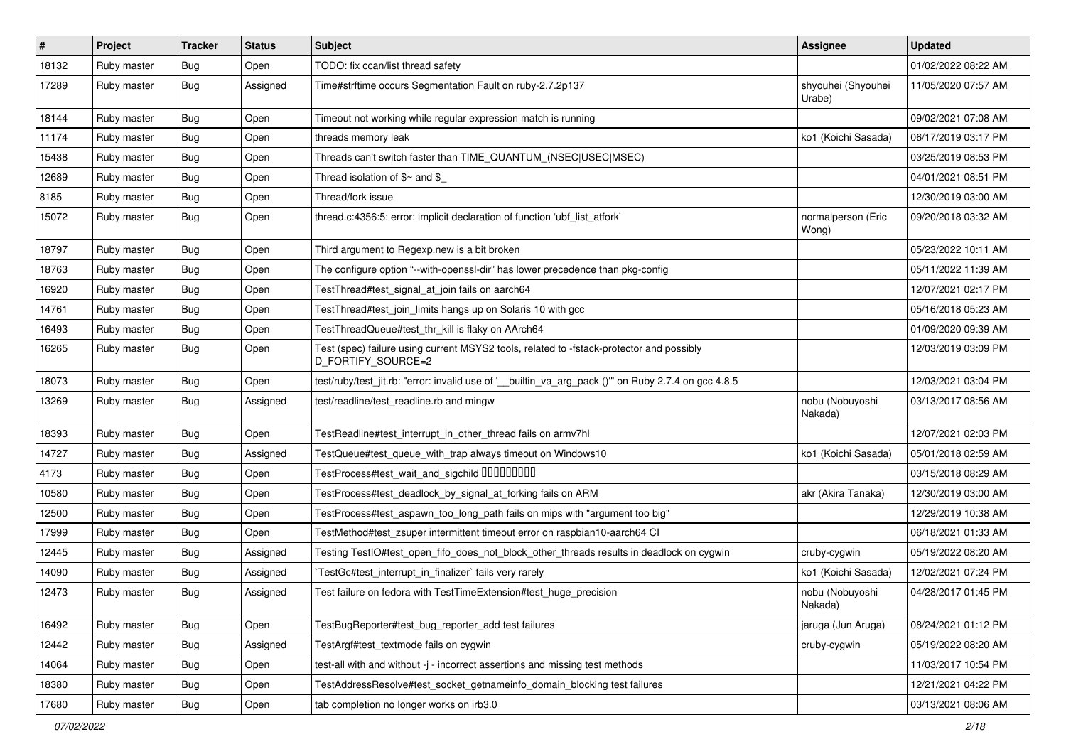| # | Project | Tracker | Status | Subject | Assignee | Updated |
|---|---|---|---|---|---|---|
| 18132 | Ruby master | Bug | Open | TODO: fix ccan/list thread safety | | 01/02/2022 08:22 AM |
| 17289 | Ruby master | Bug | Assigned | Time#strftime occurs Segmentation Fault on ruby-2.7.2p137 | shyouhei (Shyouhei Urabe) | 11/05/2020 07:57 AM |
| 18144 | Ruby master | Bug | Open | Timeout not working while regular expression match is running | | 09/02/2021 07:08 AM |
| 11174 | Ruby master | Bug | Open | threads memory leak | ko1 (Koichi Sasada) | 06/17/2019 03:17 PM |
| 15438 | Ruby master | Bug | Open | Threads can't switch faster than TIME_QUANTUM_(NSEC\|USEC\|MSEC) | | 03/25/2019 08:53 PM |
| 12689 | Ruby master | Bug | Open | Thread isolation of $~ and $_ | | 04/01/2021 08:51 PM |
| 8185 | Ruby master | Bug | Open | Thread/fork issue | | 12/30/2019 03:00 AM |
| 15072 | Ruby master | Bug | Open | thread.c:4356:5: error: implicit declaration of function 'ubf_list_atfork' | normalperson (Eric Wong) | 09/20/2018 03:32 AM |
| 18797 | Ruby master | Bug | Open | Third argument to Regexp.new is a bit broken | | 05/23/2022 10:11 AM |
| 18763 | Ruby master | Bug | Open | The configure option "--with-openssl-dir" has lower precedence than pkg-config | | 05/11/2022 11:39 AM |
| 16920 | Ruby master | Bug | Open | TestThread#test_signal_at_join fails on aarch64 | | 12/07/2021 02:17 PM |
| 14761 | Ruby master | Bug | Open | TestThread#test_join_limits hangs up on Solaris 10 with gcc | | 05/16/2018 05:23 AM |
| 16493 | Ruby master | Bug | Open | TestThreadQueue#test_thr_kill is flaky on AArch64 | | 01/09/2020 09:39 AM |
| 16265 | Ruby master | Bug | Open | Test (spec) failure using current MSYS2 tools, related to -fstack-protector and possibly D_FORTIFY_SOURCE=2 | | 12/03/2019 03:09 PM |
| 18073 | Ruby master | Bug | Open | test/ruby/test_jit.rb: "error: invalid use of '__builtin_va_arg_pack ()'" on Ruby 2.7.4 on gcc 4.8.5 | | 12/03/2021 03:04 PM |
| 13269 | Ruby master | Bug | Assigned | test/readline/test_readline.rb and mingw | nobu (Nobuyoshi Nakada) | 03/13/2017 08:56 AM |
| 18393 | Ruby master | Bug | Open | TestReadline#test_interrupt_in_other_thread fails on armv7hl | | 12/07/2021 02:03 PM |
| 14727 | Ruby master | Bug | Assigned | TestQueue#test_queue_with_trap always timeout on Windows10 | ko1 (Koichi Sasada) | 05/01/2018 02:59 AM |
| 4173 | Ruby master | Bug | Open | TestProcess#test_wait_and_sigchild ㅁㅁㅁㅁㅁㅁㅁㅁㅁ | | 03/15/2018 08:29 AM |
| 10580 | Ruby master | Bug | Open | TestProcess#test_deadlock_by_signal_at_forking fails on ARM | akr (Akira Tanaka) | 12/30/2019 03:00 AM |
| 12500 | Ruby master | Bug | Open | TestProcess#test_aspawn_too_long_path fails on mips with "argument too big" | | 12/29/2019 10:38 AM |
| 17999 | Ruby master | Bug | Open | TestMethod#test_zsuper intermittent timeout error on raspbian10-aarch64 CI | | 06/18/2021 01:33 AM |
| 12445 | Ruby master | Bug | Assigned | Testing TestIO#test_open_fifo_does_not_block_other_threads results in deadlock on cygwin | cruby-cygwin | 05/19/2022 08:20 AM |
| 14090 | Ruby master | Bug | Assigned | `TestGc#test_interrupt_in_finalizer` fails very rarely | ko1 (Koichi Sasada) | 12/02/2021 07:24 PM |
| 12473 | Ruby master | Bug | Assigned | Test failure on fedora with TestTimeExtension#test_huge_precision | nobu (Nobuyoshi Nakada) | 04/28/2017 01:45 PM |
| 16492 | Ruby master | Bug | Open | TestBugReporter#test_bug_reporter_add test failures | jaruga (Jun Aruga) | 08/24/2021 01:12 PM |
| 12442 | Ruby master | Bug | Assigned | TestArgf#test_textmode fails on cygwin | cruby-cygwin | 05/19/2022 08:20 AM |
| 14064 | Ruby master | Bug | Open | test-all with and without -j - incorrect assertions and missing test methods | | 11/03/2017 10:54 PM |
| 18380 | Ruby master | Bug | Open | TestAddressResolve#test_socket_getnameinfo_domain_blocking test failures | | 12/21/2021 04:22 PM |
| 17680 | Ruby master | Bug | Open | tab completion no longer works on irb3.0 | | 03/13/2021 08:06 AM |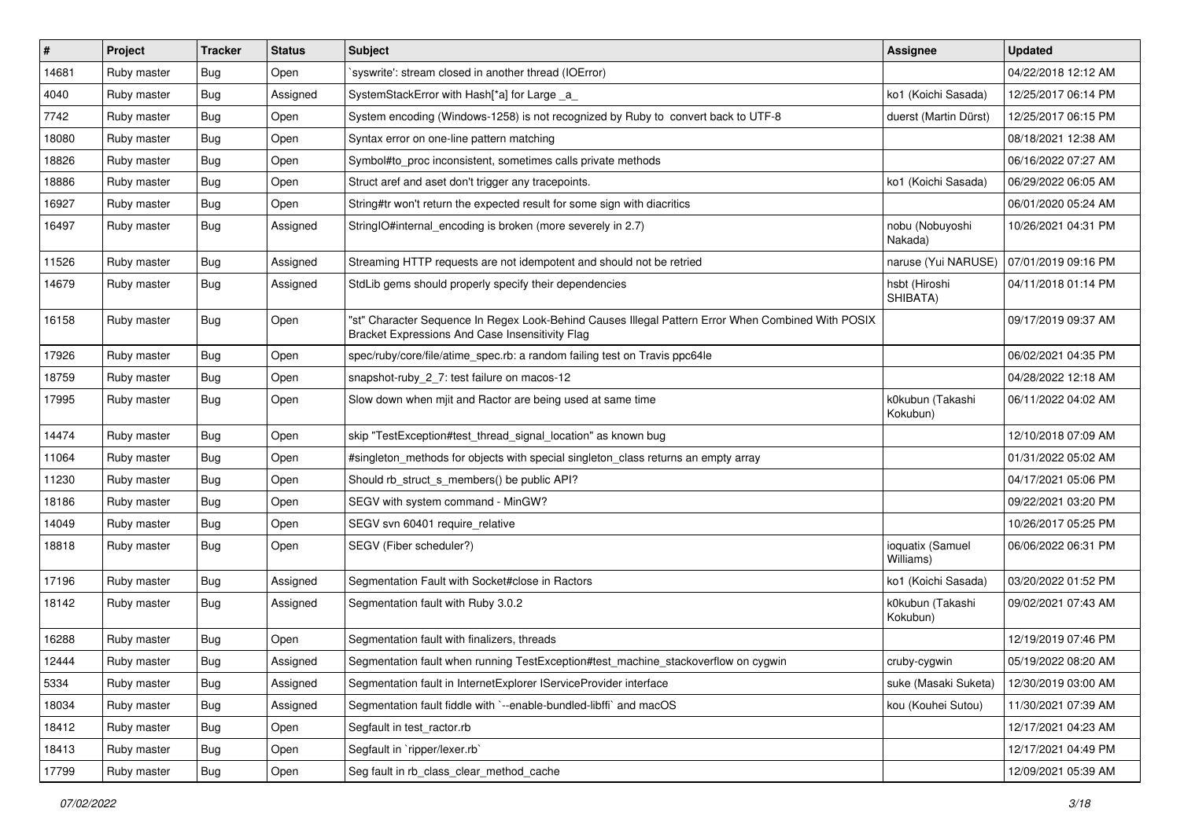| # | Project | Tracker | Status | Subject | Assignee | Updated |
|---|---|---|---|---|---|---|
| 14681 | Ruby master | Bug | Open | `syswrite': stream closed in another thread (IOError) | | 04/22/2018 12:12 AM |
| 4040 | Ruby master | Bug | Assigned | SystemStackError with Hash[*a] for Large _a_ | ko1 (Koichi Sasada) | 12/25/2017 06:14 PM |
| 7742 | Ruby master | Bug | Open | System encoding (Windows-1258) is not recognized by Ruby to convert back to UTF-8 | duerst (Martin Dürst) | 12/25/2017 06:15 PM |
| 18080 | Ruby master | Bug | Open | Syntax error on one-line pattern matching | | 08/18/2021 12:38 AM |
| 18826 | Ruby master | Bug | Open | Symbol#to_proc inconsistent, sometimes calls private methods | | 06/16/2022 07:27 AM |
| 18886 | Ruby master | Bug | Open | Struct aref and aset don't trigger any tracepoints. | ko1 (Koichi Sasada) | 06/29/2022 06:05 AM |
| 16927 | Ruby master | Bug | Open | String#tr won't return the expected result for some sign with diacritics | | 06/01/2020 05:24 AM |
| 16497 | Ruby master | Bug | Assigned | StringIO#internal_encoding is broken (more severely in 2.7) | nobu (Nobuyoshi Nakada) | 10/26/2021 04:31 PM |
| 11526 | Ruby master | Bug | Assigned | Streaming HTTP requests are not idempotent and should not be retried | naruse (Yui NARUSE) | 07/01/2019 09:16 PM |
| 14679 | Ruby master | Bug | Assigned | StdLib gems should properly specify their dependencies | hsbt (Hiroshi SHIBATA) | 04/11/2018 01:14 PM |
| 16158 | Ruby master | Bug | Open | "st" Character Sequence In Regex Look-Behind Causes Illegal Pattern Error When Combined With POSIX Bracket Expressions And Case Insensitivity Flag | | 09/17/2019 09:37 AM |
| 17926 | Ruby master | Bug | Open | spec/ruby/core/file/atime_spec.rb: a random failing test on Travis ppc64le | | 06/02/2021 04:35 PM |
| 18759 | Ruby master | Bug | Open | snapshot-ruby_2_7: test failure on macos-12 | | 04/28/2022 12:18 AM |
| 17995 | Ruby master | Bug | Open | Slow down when mjit and Ractor are being used at same time | k0kubun (Takashi Kokubun) | 06/11/2022 04:02 AM |
| 14474 | Ruby master | Bug | Open | skip "TestException#test_thread_signal_location" as known bug | | 12/10/2018 07:09 AM |
| 11064 | Ruby master | Bug | Open | #singleton_methods for objects with special singleton_class returns an empty array | | 01/31/2022 05:02 AM |
| 11230 | Ruby master | Bug | Open | Should rb_struct_s_members() be public API? | | 04/17/2021 05:06 PM |
| 18186 | Ruby master | Bug | Open | SEGV with system command - MinGW? | | 09/22/2021 03:20 PM |
| 14049 | Ruby master | Bug | Open | SEGV svn 60401 require_relative | | 10/26/2017 05:25 PM |
| 18818 | Ruby master | Bug | Open | SEGV (Fiber scheduler?) | ioquatix (Samuel Williams) | 06/06/2022 06:31 PM |
| 17196 | Ruby master | Bug | Assigned | Segmentation Fault with Socket#close in Ractors | ko1 (Koichi Sasada) | 03/20/2022 01:52 PM |
| 18142 | Ruby master | Bug | Assigned | Segmentation fault with Ruby 3.0.2 | k0kubun (Takashi Kokubun) | 09/02/2021 07:43 AM |
| 16288 | Ruby master | Bug | Open | Segmentation fault with finalizers, threads | | 12/19/2019 07:46 PM |
| 12444 | Ruby master | Bug | Assigned | Segmentation fault when running TestException#test_machine_stackoverflow on cygwin | cruby-cygwin | 05/19/2022 08:20 AM |
| 5334 | Ruby master | Bug | Assigned | Segmentation fault in InternetExplorer IServiceProvider interface | suke (Masaki Suketa) | 12/30/2019 03:00 AM |
| 18034 | Ruby master | Bug | Assigned | Segmentation fault fiddle with `--enable-bundled-libffi` and macOS | kou (Kouhei Sutou) | 11/30/2021 07:39 AM |
| 18412 | Ruby master | Bug | Open | Segfault in test_ractor.rb | | 12/17/2021 04:23 AM |
| 18413 | Ruby master | Bug | Open | Segfault in `ripper/lexer.rb` | | 12/17/2021 04:49 PM |
| 17799 | Ruby master | Bug | Open | Seg fault in rb_class_clear_method_cache | | 12/09/2021 05:39 AM |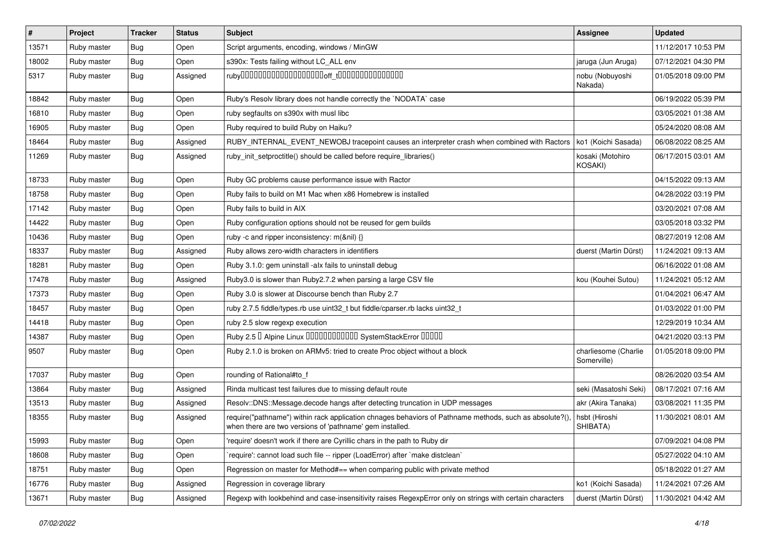| # | Project | Tracker | Status | Subject | Assignee | Updated |
|---|---|---|---|---|---|---|
| 13571 | Ruby master | Bug | Open | Script arguments, encoding, windows / MinGW | | 11/12/2017 10:53 PM |
| 18002 | Ruby master | Bug | Open | s390x: Tests failing without LC_ALL env | jaruga (Jun Aruga) | 07/12/2021 04:30 PM |
| 5317 | Ruby master | Bug | Assigned | ruby□□□□□□□□□□□□□□□□□□□□off_t□□□□□□□□□□□□□□□□ | nobu (Nobuyoshi Nakada) | 01/05/2018 09:00 PM |
| 18842 | Ruby master | Bug | Open | Ruby's Resolv library does not handle correctly the `NODATA` case | | 06/19/2022 05:39 PM |
| 16810 | Ruby master | Bug | Open | ruby segfaults on s390x with musl libc | | 03/05/2021 01:38 AM |
| 16905 | Ruby master | Bug | Open | Ruby required to build Ruby on Haiku? | | 05/24/2020 08:08 AM |
| 18464 | Ruby master | Bug | Assigned | RUBY_INTERNAL_EVENT_NEWOBJ tracepoint causes an interpreter crash when combined with Ractors | ko1 (Koichi Sasada) | 06/08/2022 08:25 AM |
| 11269 | Ruby master | Bug | Assigned | ruby_init_setproctitle() should be called before require_libraries() | kosaki (Motohiro KOSAKI) | 06/17/2015 03:01 AM |
| 18733 | Ruby master | Bug | Open | Ruby GC problems cause performance issue with Ractor | | 04/15/2022 09:13 AM |
| 18758 | Ruby master | Bug | Open | Ruby fails to build on M1 Mac when x86 Homebrew is installed | | 04/28/2022 03:19 PM |
| 17142 | Ruby master | Bug | Open | Ruby fails to build in AIX | | 03/20/2021 07:08 AM |
| 14422 | Ruby master | Bug | Open | Ruby configuration options should not be reused for gem builds | | 03/05/2018 03:32 PM |
| 10436 | Ruby master | Bug | Open | ruby -c and ripper inconsistency: m(&nil) {} | | 08/27/2019 12:08 AM |
| 18337 | Ruby master | Bug | Assigned | Ruby allows zero-width characters in identifiers | duerst (Martin Dürst) | 11/24/2021 09:13 AM |
| 18281 | Ruby master | Bug | Open | Ruby 3.1.0: gem uninstall -alx fails to uninstall debug | | 06/16/2022 01:08 AM |
| 17478 | Ruby master | Bug | Assigned | Ruby3.0 is slower than Ruby2.7.2 when parsing a large CSV file | kou (Kouhei Sutou) | 11/24/2021 05:12 AM |
| 17373 | Ruby master | Bug | Open | Ruby 3.0 is slower at Discourse bench than Ruby 2.7 | | 01/04/2021 06:47 AM |
| 18457 | Ruby master | Bug | Open | ruby 2.7.5 fiddle/types.rb use uint32_t but fiddle/cparser.rb lacks uint32_t | | 01/03/2022 01:00 PM |
| 14418 | Ruby master | Bug | Open | ruby 2.5 slow regexp execution | | 12/29/2019 10:34 AM |
| 14387 | Ruby master | Bug | Open | Ruby 2.5 □ Alpine Linux □□□□□□□□□□□□ SystemStackError □□□□□ | | 04/21/2020 03:13 PM |
| 9507 | Ruby master | Bug | Open | Ruby 2.1.0 is broken on ARMv5: tried to create Proc object without a block | charliesome (Charlie Somerville) | 01/05/2018 09:00 PM |
| 17037 | Ruby master | Bug | Open | rounding of Rational#to_f | | 08/26/2020 03:54 AM |
| 13864 | Ruby master | Bug | Assigned | Rinda multicast test failures due to missing default route | seki (Masatoshi Seki) | 08/17/2021 07:16 AM |
| 13513 | Ruby master | Bug | Assigned | Resolv::DNS::Message.decode hangs after detecting truncation in UDP messages | akr (Akira Tanaka) | 03/08/2021 11:35 PM |
| 18355 | Ruby master | Bug | Assigned | require("pathname") within rack application chnages behaviors of Pathname methods, such as absolute?(), when there are two versions of 'pathname' gem installed. | hsbt (Hiroshi SHIBATA) | 11/30/2021 08:01 AM |
| 15993 | Ruby master | Bug | Open | 'require' doesn't work if there are Cyrillic chars in the path to Ruby dir | | 07/09/2021 04:08 PM |
| 18608 | Ruby master | Bug | Open | `require': cannot load such file -- ripper (LoadError) after `make distclean` | | 05/27/2022 04:10 AM |
| 18751 | Ruby master | Bug | Open | Regression on master for Method#== when comparing public with private method | | 05/18/2022 01:27 AM |
| 16776 | Ruby master | Bug | Assigned | Regression in coverage library | ko1 (Koichi Sasada) | 11/24/2021 07:26 AM |
| 13671 | Ruby master | Bug | Assigned | Regexp with lookbehind and case-insensitivity raises RegexpError only on strings with certain characters | duerst (Martin Dürst) | 11/30/2021 04:42 AM |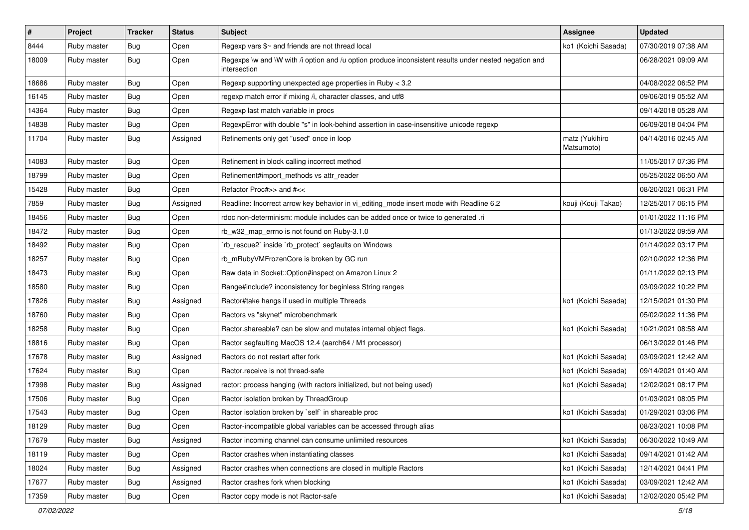| # | Project | Tracker | Status | Subject | Assignee | Updated |
|---|---|---|---|---|---|---|
| 8444 | Ruby master | Bug | Open | Regexp vars $~ and friends are not thread local | ko1 (Koichi Sasada) | 07/30/2019 07:38 AM |
| 18009 | Ruby master | Bug | Open | Regexps \w and \W with /i option and /u option produce inconsistent results under nested negation and intersection | | 06/28/2021 09:09 AM |
| 18686 | Ruby master | Bug | Open | Regexp supporting unexpected age properties in Ruby < 3.2 | | 04/08/2022 06:52 PM |
| 16145 | Ruby master | Bug | Open | regexp match error if mixing /i, character classes, and utf8 | | 09/06/2019 05:52 AM |
| 14364 | Ruby master | Bug | Open | Regexp last match variable in procs | | 09/14/2018 05:28 AM |
| 14838 | Ruby master | Bug | Open | RegexpError with double "s" in look-behind assertion in case-insensitive unicode regexp | | 06/09/2018 04:04 PM |
| 11704 | Ruby master | Bug | Assigned | Refinements only get "used" once in loop | matz (Yukihiro Matsumoto) | 04/14/2016 02:45 AM |
| 14083 | Ruby master | Bug | Open | Refinement in block calling incorrect method | | 11/05/2017 07:36 PM |
| 18799 | Ruby master | Bug | Open | Refinement#import_methods vs attr_reader | | 05/25/2022 06:50 AM |
| 15428 | Ruby master | Bug | Open | Refactor Proc#>> and #<< | | 08/20/2021 06:31 PM |
| 7859 | Ruby master | Bug | Assigned | Readline: Incorrect arrow key behavior in vi_editing_mode insert mode with Readline 6.2 | kouji (Kouji Takao) | 12/25/2017 06:15 PM |
| 18456 | Ruby master | Bug | Open | rdoc non-determinism: module includes can be added once or twice to generated .ri | | 01/01/2022 11:16 PM |
| 18472 | Ruby master | Bug | Open | rb_w32_map_errno is not found on Ruby-3.1.0 | | 01/13/2022 09:59 AM |
| 18492 | Ruby master | Bug | Open | `rb_rescue2` inside `rb_protect` segfaults on Windows | | 01/14/2022 03:17 PM |
| 18257 | Ruby master | Bug | Open | rb_mRubyVMFrozenCore is broken by GC run | | 02/10/2022 12:36 PM |
| 18473 | Ruby master | Bug | Open | Raw data in Socket::Option#inspect on Amazon Linux 2 | | 01/11/2022 02:13 PM |
| 18580 | Ruby master | Bug | Open | Range#include? inconsistency for beginless String ranges | | 03/09/2022 10:22 PM |
| 17826 | Ruby master | Bug | Assigned | Ractor#take hangs if used in multiple Threads | ko1 (Koichi Sasada) | 12/15/2021 01:30 PM |
| 18760 | Ruby master | Bug | Open | Ractors vs "skynet" microbenchmark | | 05/02/2022 11:36 PM |
| 18258 | Ruby master | Bug | Open | Ractor.shareable? can be slow and mutates internal object flags. | ko1 (Koichi Sasada) | 10/21/2021 08:58 AM |
| 18816 | Ruby master | Bug | Open | Ractor segfaulting MacOS 12.4 (aarch64 / M1 processor) | | 06/13/2022 01:46 PM |
| 17678 | Ruby master | Bug | Assigned | Ractors do not restart after fork | ko1 (Koichi Sasada) | 03/09/2021 12:42 AM |
| 17624 | Ruby master | Bug | Open | Ractor.receive is not thread-safe | ko1 (Koichi Sasada) | 09/14/2021 01:40 AM |
| 17998 | Ruby master | Bug | Assigned | ractor: process hanging (with ractors initialized, but not being used) | ko1 (Koichi Sasada) | 12/02/2021 08:17 PM |
| 17506 | Ruby master | Bug | Open | Ractor isolation broken by ThreadGroup | | 01/03/2021 08:05 PM |
| 17543 | Ruby master | Bug | Open | Ractor isolation broken by `self` in shareable proc | ko1 (Koichi Sasada) | 01/29/2021 03:06 PM |
| 18129 | Ruby master | Bug | Open | Ractor-incompatible global variables can be accessed through alias | | 08/23/2021 10:08 PM |
| 17679 | Ruby master | Bug | Assigned | Ractor incoming channel can consume unlimited resources | ko1 (Koichi Sasada) | 06/30/2022 10:49 AM |
| 18119 | Ruby master | Bug | Open | Ractor crashes when instantiating classes | ko1 (Koichi Sasada) | 09/14/2021 01:42 AM |
| 18024 | Ruby master | Bug | Assigned | Ractor crashes when connections are closed in multiple Ractors | ko1 (Koichi Sasada) | 12/14/2021 04:41 PM |
| 17677 | Ruby master | Bug | Assigned | Ractor crashes fork when blocking | ko1 (Koichi Sasada) | 03/09/2021 12:42 AM |
| 17359 | Ruby master | Bug | Open | Ractor copy mode is not Ractor-safe | ko1 (Koichi Sasada) | 12/02/2020 05:42 PM |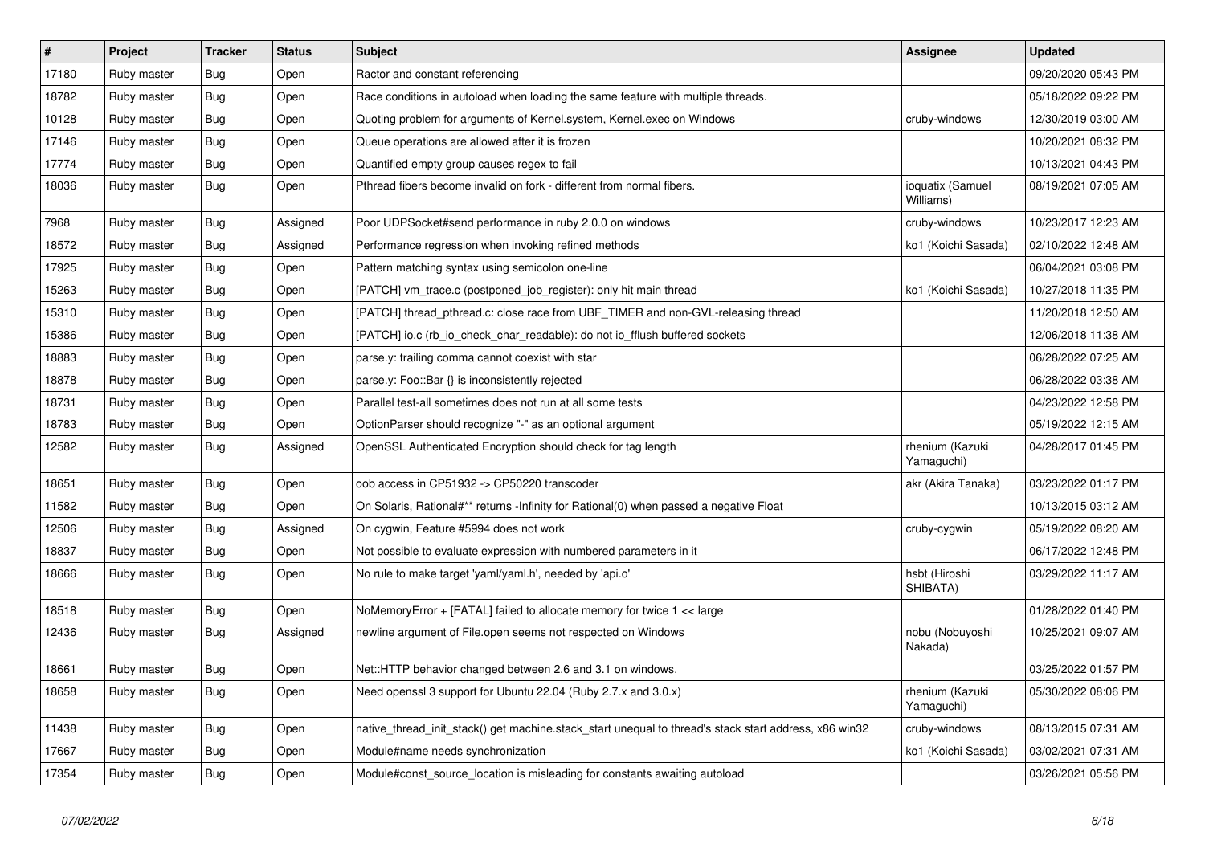| # | Project | Tracker | Status | Subject | Assignee | Updated |
|---|---|---|---|---|---|---|
| 17180 | Ruby master | Bug | Open | Ractor and constant referencing | | 09/20/2020 05:43 PM |
| 18782 | Ruby master | Bug | Open | Race conditions in autoload when loading the same feature with multiple threads. | | 05/18/2022 09:22 PM |
| 10128 | Ruby master | Bug | Open | Quoting problem for arguments of Kernel.system, Kernel.exec on Windows | cruby-windows | 12/30/2019 03:00 AM |
| 17146 | Ruby master | Bug | Open | Queue operations are allowed after it is frozen | | 10/20/2021 08:32 PM |
| 17774 | Ruby master | Bug | Open | Quantified empty group causes regex to fail | | 10/13/2021 04:43 PM |
| 18036 | Ruby master | Bug | Open | Pthread fibers become invalid on fork - different from normal fibers. | ioquatix (Samuel Williams) | 08/19/2021 07:05 AM |
| 7968 | Ruby master | Bug | Assigned | Poor UDPSocket#send performance in ruby 2.0.0 on windows | cruby-windows | 10/23/2017 12:23 AM |
| 18572 | Ruby master | Bug | Assigned | Performance regression when invoking refined methods | ko1 (Koichi Sasada) | 02/10/2022 12:48 AM |
| 17925 | Ruby master | Bug | Open | Pattern matching syntax using semicolon one-line | | 06/04/2021 03:08 PM |
| 15263 | Ruby master | Bug | Open | [PATCH] vm_trace.c (postponed_job_register): only hit main thread | ko1 (Koichi Sasada) | 10/27/2018 11:35 PM |
| 15310 | Ruby master | Bug | Open | [PATCH] thread_pthread.c: close race from UBF_TIMER and non-GVL-releasing thread | | 11/20/2018 12:50 AM |
| 15386 | Ruby master | Bug | Open | [PATCH] io.c (rb_io_check_char_readable): do not io_fflush buffered sockets | | 12/06/2018 11:38 AM |
| 18883 | Ruby master | Bug | Open | parse.y: trailing comma cannot coexist with star | | 06/28/2022 07:25 AM |
| 18878 | Ruby master | Bug | Open | parse.y: Foo::Bar {} is inconsistently rejected | | 06/28/2022 03:38 AM |
| 18731 | Ruby master | Bug | Open | Parallel test-all sometimes does not run at all some tests | | 04/23/2022 12:58 PM |
| 18783 | Ruby master | Bug | Open | OptionParser should recognize "-" as an optional argument | | 05/19/2022 12:15 AM |
| 12582 | Ruby master | Bug | Assigned | OpenSSL Authenticated Encryption should check for tag length | rhenium (Kazuki Yamaguchi) | 04/28/2017 01:45 PM |
| 18651 | Ruby master | Bug | Open | oob access in CP51932 -> CP50220 transcoder | akr (Akira Tanaka) | 03/23/2022 01:17 PM |
| 11582 | Ruby master | Bug | Open | On Solaris, Rational#** returns -Infinity for Rational(0) when passed a negative Float | | 10/13/2015 03:12 AM |
| 12506 | Ruby master | Bug | Assigned | On cygwin, Feature #5994 does not work | cruby-cygwin | 05/19/2022 08:20 AM |
| 18837 | Ruby master | Bug | Open | Not possible to evaluate expression with numbered parameters in it | | 06/17/2022 12:48 PM |
| 18666 | Ruby master | Bug | Open | No rule to make target 'yaml/yaml.h', needed by 'api.o' | hsbt (Hiroshi SHIBATA) | 03/29/2022 11:17 AM |
| 18518 | Ruby master | Bug | Open | NoMemoryError + [FATAL] failed to allocate memory for twice 1 << large | | 01/28/2022 01:40 PM |
| 12436 | Ruby master | Bug | Assigned | newline argument of File.open seems not respected on Windows | nobu (Nobuyoshi Nakada) | 10/25/2021 09:07 AM |
| 18661 | Ruby master | Bug | Open | Net::HTTP behavior changed between 2.6 and 3.1 on windows. | | 03/25/2022 01:57 PM |
| 18658 | Ruby master | Bug | Open | Need openssl 3 support for Ubuntu 22.04 (Ruby 2.7.x and 3.0.x) | rhenium (Kazuki Yamaguchi) | 05/30/2022 08:06 PM |
| 11438 | Ruby master | Bug | Open | native_thread_init_stack() get machine.stack_start unequal to thread's stack start address, x86 win32 | cruby-windows | 08/13/2015 07:31 AM |
| 17667 | Ruby master | Bug | Open | Module#name needs synchronization | ko1 (Koichi Sasada) | 03/02/2021 07:31 AM |
| 17354 | Ruby master | Bug | Open | Module#const_source_location is misleading for constants awaiting autoload | | 03/26/2021 05:56 PM |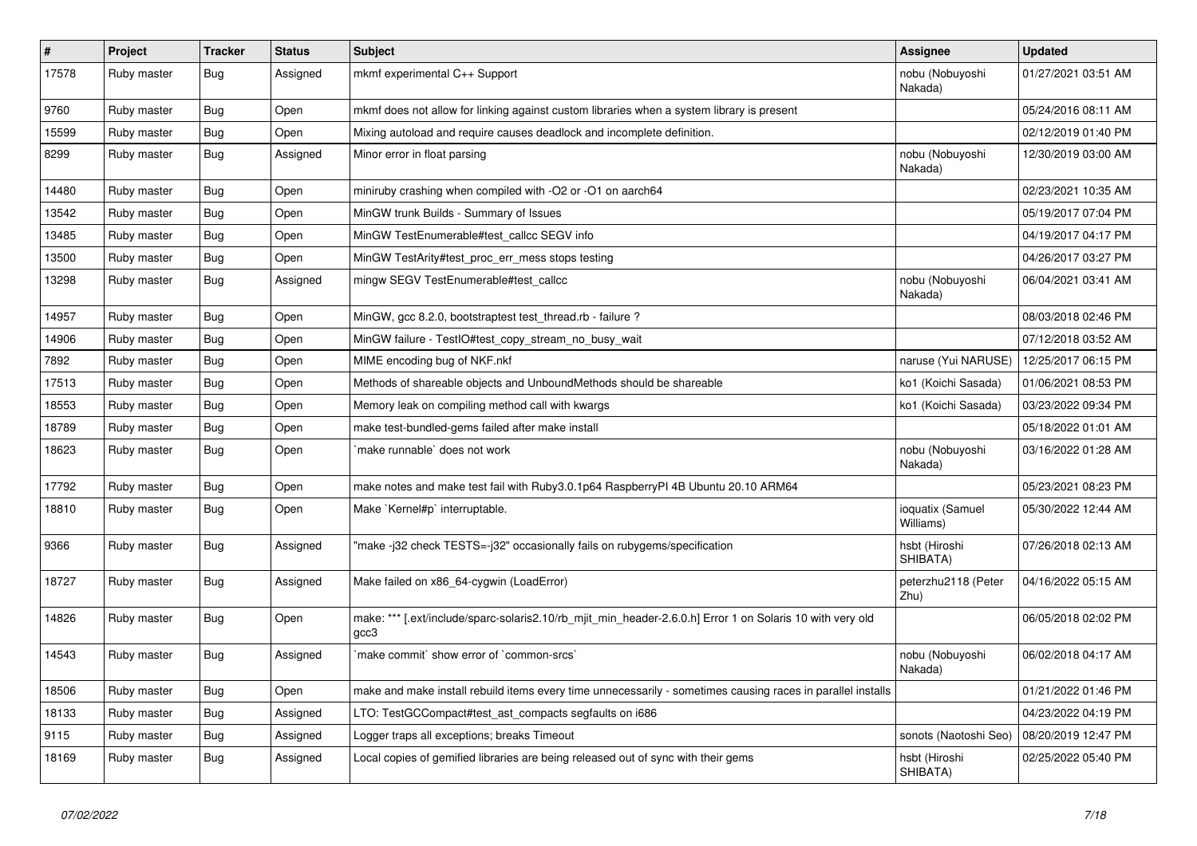| # | Project | Tracker | Status | Subject | Assignee | Updated |
|---|---|---|---|---|---|---|
| 17578 | Ruby master | Bug | Assigned | mkmf experimental C++ Support | nobu (Nobuyoshi Nakada) | 01/27/2021 03:51 AM |
| 9760 | Ruby master | Bug | Open | mkmf does not allow for linking against custom libraries when a system library is present | | 05/24/2016 08:11 AM |
| 15599 | Ruby master | Bug | Open | Mixing autoload and require causes deadlock and incomplete definition. | | 02/12/2019 01:40 PM |
| 8299 | Ruby master | Bug | Assigned | Minor error in float parsing | nobu (Nobuyoshi Nakada) | 12/30/2019 03:00 AM |
| 14480 | Ruby master | Bug | Open | miniruby crashing when compiled with -O2 or -O1 on aarch64 | | 02/23/2021 10:35 AM |
| 13542 | Ruby master | Bug | Open | MinGW trunk Builds - Summary of Issues | | 05/19/2017 07:04 PM |
| 13485 | Ruby master | Bug | Open | MinGW TestEnumerable#test_callcc SEGV info | | 04/19/2017 04:17 PM |
| 13500 | Ruby master | Bug | Open | MinGW TestArity#test_proc_err_mess stops testing | | 04/26/2017 03:27 PM |
| 13298 | Ruby master | Bug | Assigned | mingw SEGV TestEnumerable#test_callcc | nobu (Nobuyoshi Nakada) | 06/04/2021 03:41 AM |
| 14957 | Ruby master | Bug | Open | MinGW, gcc 8.2.0, bootstraptest test_thread.rb - failure ? | | 08/03/2018 02:46 PM |
| 14906 | Ruby master | Bug | Open | MinGW failure - TestIO#test_copy_stream_no_busy_wait | | 07/12/2018 03:52 AM |
| 7892 | Ruby master | Bug | Open | MIME encoding bug of NKF.nkf | naruse (Yui NARUSE) | 12/25/2017 06:15 PM |
| 17513 | Ruby master | Bug | Open | Methods of shareable objects and UnboundMethods should be shareable | ko1 (Koichi Sasada) | 01/06/2021 08:53 PM |
| 18553 | Ruby master | Bug | Open | Memory leak on compiling method call with kwargs | ko1 (Koichi Sasada) | 03/23/2022 09:34 PM |
| 18789 | Ruby master | Bug | Open | make test-bundled-gems failed after make install | | 05/18/2022 01:01 AM |
| 18623 | Ruby master | Bug | Open | `make runnable` does not work | nobu (Nobuyoshi Nakada) | 03/16/2022 01:28 AM |
| 17792 | Ruby master | Bug | Open | make notes and make test fail with Ruby3.0.1p64 RaspberryPI 4B Ubuntu 20.10 ARM64 | | 05/23/2021 08:23 PM |
| 18810 | Ruby master | Bug | Open | Make `Kernel#p` interruptable. | ioquatix (Samuel Williams) | 05/30/2022 12:44 AM |
| 9366 | Ruby master | Bug | Assigned | "make -j32 check TESTS=-j32" occasionally fails on rubygems/specification | hsbt (Hiroshi SHIBATA) | 07/26/2018 02:13 AM |
| 18727 | Ruby master | Bug | Assigned | Make failed on x86_64-cygwin (LoadError) | peterzhu2118 (Peter Zhu) | 04/16/2022 05:15 AM |
| 14826 | Ruby master | Bug | Open | make: *** [.ext/include/sparc-solaris2.10/rb_mjit_min_header-2.6.0.h] Error 1 on Solaris 10 with very old gcc3 | | 06/05/2018 02:02 PM |
| 14543 | Ruby master | Bug | Assigned | `make commit` show error of `common-srcs` | nobu (Nobuyoshi Nakada) | 06/02/2018 04:17 AM |
| 18506 | Ruby master | Bug | Open | make and make install rebuild items every time unnecessarily - sometimes causing races in parallel installs | | 01/21/2022 01:46 PM |
| 18133 | Ruby master | Bug | Assigned | LTO: TestGCCompact#test_ast_compacts segfaults on i686 | | 04/23/2022 04:19 PM |
| 9115 | Ruby master | Bug | Assigned | Logger traps all exceptions; breaks Timeout | sonots (Naotoshi Seo) | 08/20/2019 12:47 PM |
| 18169 | Ruby master | Bug | Assigned | Local copies of gemified libraries are being released out of sync with their gems | hsbt (Hiroshi SHIBATA) | 02/25/2022 05:40 PM |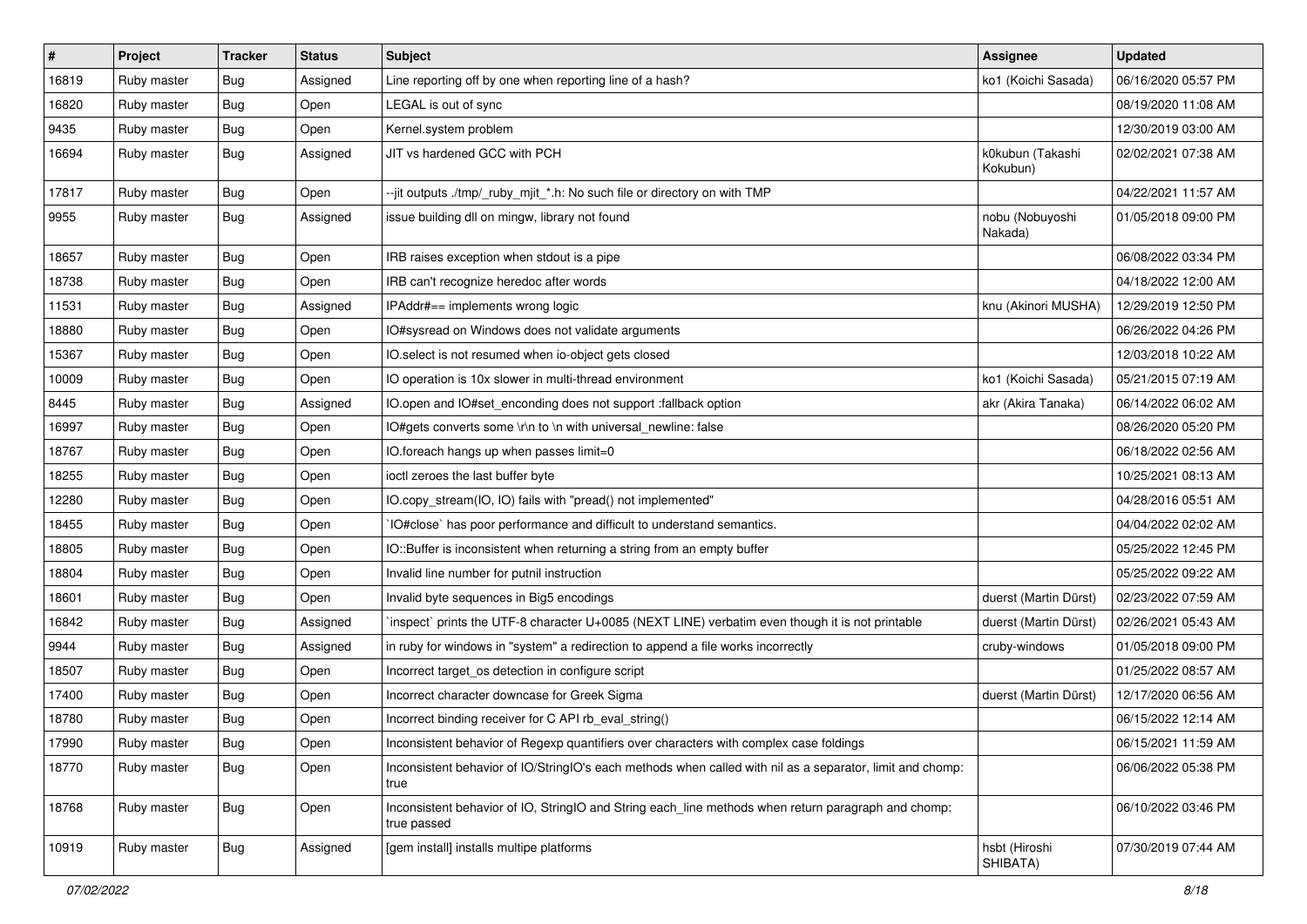| # | Project | Tracker | Status | Subject | Assignee | Updated |
|---|---|---|---|---|---|---|
| 16819 | Ruby master | Bug | Assigned | Line reporting off by one when reporting line of a hash? | ko1 (Koichi Sasada) | 06/16/2020 05:57 PM |
| 16820 | Ruby master | Bug | Open | LEGAL is out of sync | | 08/19/2020 11:08 AM |
| 9435 | Ruby master | Bug | Open | Kernel.system problem | | 12/30/2019 03:00 AM |
| 16694 | Ruby master | Bug | Assigned | JIT vs hardened GCC with PCH | k0kubun (Takashi Kokubun) | 02/02/2021 07:38 AM |
| 17817 | Ruby master | Bug | Open | --jit outputs ./tmp/_ruby_mjit_*.h: No such file or directory on with TMP | | 04/22/2021 11:57 AM |
| 9955 | Ruby master | Bug | Assigned | issue building dll on mingw, library not found | nobu (Nobuyoshi Nakada) | 01/05/2018 09:00 PM |
| 18657 | Ruby master | Bug | Open | IRB raises exception when stdout is a pipe | | 06/08/2022 03:34 PM |
| 18738 | Ruby master | Bug | Open | IRB can't recognize heredoc after words | | 04/18/2022 12:00 AM |
| 11531 | Ruby master | Bug | Assigned | IPAddr#== implements wrong logic | knu (Akinori MUSHA) | 12/29/2019 12:50 PM |
| 18880 | Ruby master | Bug | Open | IO#sysread on Windows does not validate arguments | | 06/26/2022 04:26 PM |
| 15367 | Ruby master | Bug | Open | IO.select is not resumed when io-object gets closed | | 12/03/2018 10:22 AM |
| 10009 | Ruby master | Bug | Open | IO operation is 10x slower in multi-thread environment | ko1 (Koichi Sasada) | 05/21/2015 07:19 AM |
| 8445 | Ruby master | Bug | Assigned | IO.open and IO#set_enconding does not support :fallback option | akr (Akira Tanaka) | 06/14/2022 06:02 AM |
| 16997 | Ruby master | Bug | Open | IO#gets converts some \r\n to \n with universal_newline: false | | 08/26/2020 05:20 PM |
| 18767 | Ruby master | Bug | Open | IO.foreach hangs up when passes limit=0 | | 06/18/2022 02:56 AM |
| 18255 | Ruby master | Bug | Open | ioctl zeroes the last buffer byte | | 10/25/2021 08:13 AM |
| 12280 | Ruby master | Bug | Open | IO.copy_stream(IO, IO) fails with "pread() not implemented" | | 04/28/2016 05:51 AM |
| 18455 | Ruby master | Bug | Open | `IO#close` has poor performance and difficult to understand semantics. | | 04/04/2022 02:02 AM |
| 18805 | Ruby master | Bug | Open | IO::Buffer is inconsistent when returning a string from an empty buffer | | 05/25/2022 12:45 PM |
| 18804 | Ruby master | Bug | Open | Invalid line number for putnil instruction | | 05/25/2022 09:22 AM |
| 18601 | Ruby master | Bug | Open | Invalid byte sequences in Big5 encodings | duerst (Martin Dürst) | 02/23/2022 07:59 AM |
| 16842 | Ruby master | Bug | Assigned | `inspect` prints the UTF-8 character U+0085 (NEXT LINE) verbatim even though it is not printable | duerst (Martin Dürst) | 02/26/2021 05:43 AM |
| 9944 | Ruby master | Bug | Assigned | in ruby for windows in "system" a redirection to append a file works incorrectly | cruby-windows | 01/05/2018 09:00 PM |
| 18507 | Ruby master | Bug | Open | Incorrect target_os detection in configure script | | 01/25/2022 08:57 AM |
| 17400 | Ruby master | Bug | Open | Incorrect character downcase for Greek Sigma | duerst (Martin Dürst) | 12/17/2020 06:56 AM |
| 18780 | Ruby master | Bug | Open | Incorrect binding receiver for C API rb_eval_string() | | 06/15/2022 12:14 AM |
| 17990 | Ruby master | Bug | Open | Inconsistent behavior of Regexp quantifiers over characters with complex case foldings | | 06/15/2021 11:59 AM |
| 18770 | Ruby master | Bug | Open | Inconsistent behavior of IO/StringIO's each methods when called with nil as a separator, limit and chomp: true | | 06/06/2022 05:38 PM |
| 18768 | Ruby master | Bug | Open | Inconsistent behavior of IO, StringIO and String each_line methods when return paragraph and chomp: true passed | | 06/10/2022 03:46 PM |
| 10919 | Ruby master | Bug | Assigned | [gem install] installs multipe platforms | hsbt (Hiroshi SHIBATA) | 07/30/2019 07:44 AM |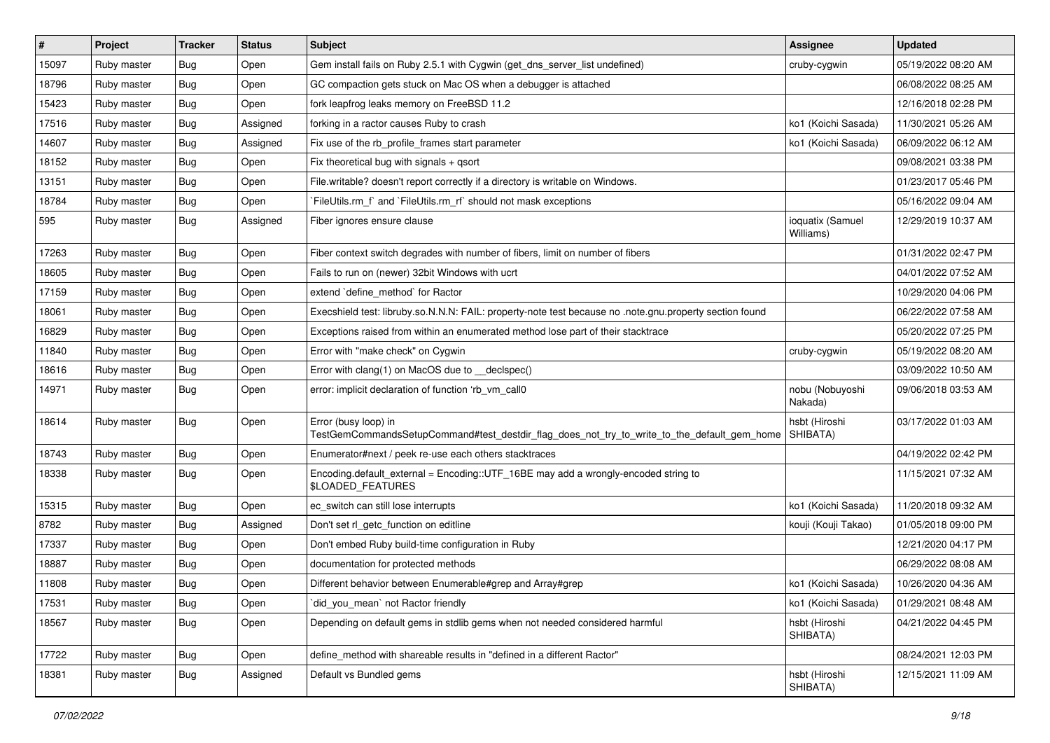| # | Project | Tracker | Status | Subject | Assignee | Updated |
|---|---|---|---|---|---|---|
| 15097 | Ruby master | Bug | Open | Gem install fails on Ruby 2.5.1 with Cygwin (get_dns_server_list undefined) | cruby-cygwin | 05/19/2022 08:20 AM |
| 18796 | Ruby master | Bug | Open | GC compaction gets stuck on Mac OS when a debugger is attached | | 06/08/2022 08:25 AM |
| 15423 | Ruby master | Bug | Open | fork leapfrog leaks memory on FreeBSD 11.2 | | 12/16/2018 02:28 PM |
| 17516 | Ruby master | Bug | Assigned | forking in a ractor causes Ruby to crash | ko1 (Koichi Sasada) | 11/30/2021 05:26 AM |
| 14607 | Ruby master | Bug | Assigned | Fix use of the rb_profile_frames start parameter | ko1 (Koichi Sasada) | 06/09/2022 06:12 AM |
| 18152 | Ruby master | Bug | Open | Fix theoretical bug with signals + qsort | | 09/08/2021 03:38 PM |
| 13151 | Ruby master | Bug | Open | File.writable? doesn't report correctly if a directory is writable on Windows. | | 01/23/2017 05:46 PM |
| 18784 | Ruby master | Bug | Open | `FileUtils.rm_f` and `FileUtils.rm_rf` should not mask exceptions | | 05/16/2022 09:04 AM |
| 595 | Ruby master | Bug | Assigned | Fiber ignores ensure clause | ioquatix (Samuel Williams) | 12/29/2019 10:37 AM |
| 17263 | Ruby master | Bug | Open | Fiber context switch degrades with number of fibers, limit on number of fibers | | 01/31/2022 02:47 PM |
| 18605 | Ruby master | Bug | Open | Fails to run on (newer) 32bit Windows with ucrt | | 04/01/2022 07:52 AM |
| 17159 | Ruby master | Bug | Open | extend `define_method` for Ractor | | 10/29/2020 04:06 PM |
| 18061 | Ruby master | Bug | Open | Execshield test: libruby.so.N.N.N: FAIL: property-note test because no .note.gnu.property section found | | 06/22/2022 07:58 AM |
| 16829 | Ruby master | Bug | Open | Exceptions raised from within an enumerated method lose part of their stacktrace | | 05/20/2022 07:25 PM |
| 11840 | Ruby master | Bug | Open | Error with "make check" on Cygwin | cruby-cygwin | 05/19/2022 08:20 AM |
| 18616 | Ruby master | Bug | Open | Error with clang(1) on MacOS due to __declspec() | | 03/09/2022 10:50 AM |
| 14971 | Ruby master | Bug | Open | error: implicit declaration of function 'rb_vm_call0 | nobu (Nobuyoshi Nakada) | 09/06/2018 03:53 AM |
| 18614 | Ruby master | Bug | Open | Error (busy loop) in TestGemCommandsSetupCommand#test_destdir_flag_does_not_try_to_write_to_the_default_gem_home | hsbt (Hiroshi SHIBATA) | 03/17/2022 01:03 AM |
| 18743 | Ruby master | Bug | Open | Enumerator#next / peek re-use each others stacktraces | | 04/19/2022 02:42 PM |
| 18338 | Ruby master | Bug | Open | Encoding.default_external = Encoding::UTF_16BE may add a wrongly-encoded string to $LOADED_FEATURES | | 11/15/2021 07:32 AM |
| 15315 | Ruby master | Bug | Open | ec_switch can still lose interrupts | ko1 (Koichi Sasada) | 11/20/2018 09:32 AM |
| 8782 | Ruby master | Bug | Assigned | Don't set rl_getc_function on editline | kouji (Kouji Takao) | 01/05/2018 09:00 PM |
| 17337 | Ruby master | Bug | Open | Don't embed Ruby build-time configuration in Ruby | | 12/21/2020 04:17 PM |
| 18887 | Ruby master | Bug | Open | documentation for protected methods | | 06/29/2022 08:08 AM |
| 11808 | Ruby master | Bug | Open | Different behavior between Enumerable#grep and Array#grep | ko1 (Koichi Sasada) | 10/26/2020 04:36 AM |
| 17531 | Ruby master | Bug | Open | `did_you_mean` not Ractor friendly | ko1 (Koichi Sasada) | 01/29/2021 08:48 AM |
| 18567 | Ruby master | Bug | Open | Depending on default gems in stdlib gems when not needed considered harmful | hsbt (Hiroshi SHIBATA) | 04/21/2022 04:45 PM |
| 17722 | Ruby master | Bug | Open | define_method with shareable results in "defined in a different Ractor" | | 08/24/2021 12:03 PM |
| 18381 | Ruby master | Bug | Assigned | Default vs Bundled gems | hsbt (Hiroshi SHIBATA) | 12/15/2021 11:09 AM |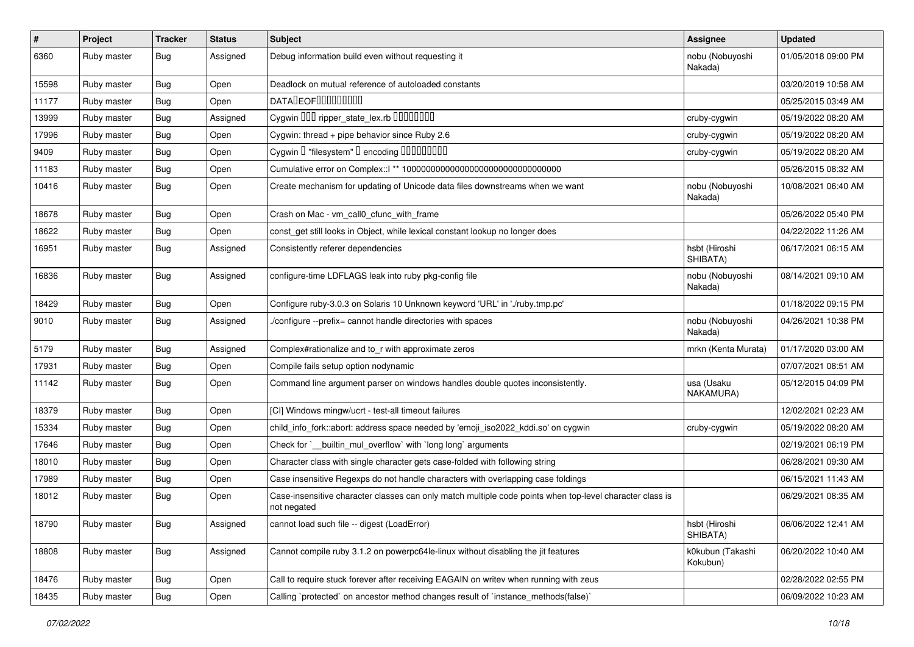| # | Project | Tracker | Status | Subject | Assignee | Updated |
|---|---|---|---|---|---|---|
| 6360 | Ruby master | Bug | Assigned | Debug information build even without requesting it | nobu (Nobuyoshi Nakada) | 01/05/2018 09:00 PM |
| 15598 | Ruby master | Bug | Open | Deadlock on mutual reference of autoloaded constants | | 03/20/2019 10:58 AM |
| 11177 | Ruby master | Bug | Open | DATA�EOF���������� | | 05/25/2015 03:49 AM |
| 13999 | Ruby master | Bug | Assigned | Cygwin ��� ripper_state_lex.rb ��������� | cruby-cygwin | 05/19/2022 08:20 AM |
| 17996 | Ruby master | Bug | Open | Cygwin: thread + pipe behavior since Ruby 2.6 | cruby-cygwin | 05/19/2022 08:20 AM |
| 9409 | Ruby master | Bug | Open | Cygwin � "filesystem" � encoding ��������� | cruby-cygwin | 05/19/2022 08:20 AM |
| 11183 | Ruby master | Bug | Open | Cumulative error on Complex::I ** 100000000000000000000000000000000 | | 05/26/2015 08:32 AM |
| 10416 | Ruby master | Bug | Open | Create mechanism for updating of Unicode data files downstreams when we want | nobu (Nobuyoshi Nakada) | 10/08/2021 06:40 AM |
| 18678 | Ruby master | Bug | Open | Crash on Mac - vm_call0_cfunc_with_frame | | 05/26/2022 05:40 PM |
| 18622 | Ruby master | Bug | Open | const_get still looks in Object, while lexical constant lookup no longer does | | 04/22/2022 11:26 AM |
| 16951 | Ruby master | Bug | Assigned | Consistently referer dependencies | hsbt (Hiroshi SHIBATA) | 06/17/2021 06:15 AM |
| 16836 | Ruby master | Bug | Assigned | configure-time LDFLAGS leak into ruby pkg-config file | nobu (Nobuyoshi Nakada) | 08/14/2021 09:10 AM |
| 18429 | Ruby master | Bug | Open | Configure ruby-3.0.3 on Solaris 10 Unknown keyword 'URL' in './ruby.tmp.pc' | | 01/18/2022 09:15 PM |
| 9010 | Ruby master | Bug | Assigned | ./configure --prefix= cannot handle directories with spaces | nobu (Nobuyoshi Nakada) | 04/26/2021 10:38 PM |
| 5179 | Ruby master | Bug | Assigned | Complex#rationalize and to_r with approximate zeros | mrkn (Kenta Murata) | 01/17/2020 03:00 AM |
| 17931 | Ruby master | Bug | Open | Compile fails setup option nodynamic | | 07/07/2021 08:51 AM |
| 11142 | Ruby master | Bug | Open | Command line argument parser on windows handles double quotes inconsistently. | usa (Usaku NAKAMURA) | 05/12/2015 04:09 PM |
| 18379 | Ruby master | Bug | Open | [CI] Windows mingw/ucrt - test-all timeout failures | | 12/02/2021 02:23 AM |
| 15334 | Ruby master | Bug | Open | child_info_fork::abort: address space needed by 'emoji_iso2022_kddi.so' on cygwin | cruby-cygwin | 05/19/2022 08:20 AM |
| 17646 | Ruby master | Bug | Open | Check for `__builtin_mul_overflow` with `long long` arguments | | 02/19/2021 06:19 PM |
| 18010 | Ruby master | Bug | Open | Character class with single character gets case-folded with following string | | 06/28/2021 09:30 AM |
| 17989 | Ruby master | Bug | Open | Case insensitive Regexps do not handle characters with overlapping case foldings | | 06/15/2021 11:43 AM |
| 18012 | Ruby master | Bug | Open | Case-insensitive character classes can only match multiple code points when top-level character class is not negated | | 06/29/2021 08:35 AM |
| 18790 | Ruby master | Bug | Assigned | cannot load such file -- digest (LoadError) | hsbt (Hiroshi SHIBATA) | 06/06/2022 12:41 AM |
| 18808 | Ruby master | Bug | Assigned | Cannot compile ruby 3.1.2 on powerpc64le-linux without disabling the jit features | k0kubun (Takashi Kokubun) | 06/20/2022 10:40 AM |
| 18476 | Ruby master | Bug | Open | Call to require stuck forever after receiving EAGAIN on writev when running with zeus | | 02/28/2022 02:55 PM |
| 18435 | Ruby master | Bug | Open | Calling `protected` on ancestor method changes result of `instance_methods(false)` | | 06/09/2022 10:23 AM |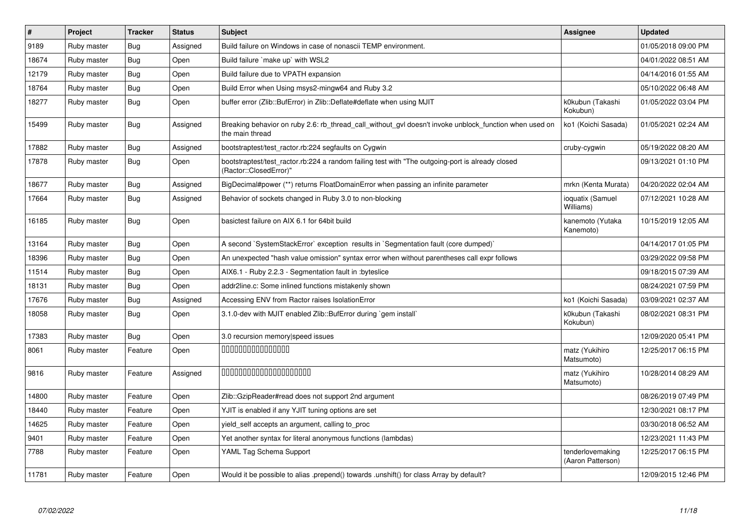| # | Project | Tracker | Status | Subject | Assignee | Updated |
|---|---|---|---|---|---|---|
| 9189 | Ruby master | Bug | Assigned | Build failure on Windows in case of nonascii TEMP environment. | | 01/05/2018 09:00 PM |
| 18674 | Ruby master | Bug | Open | Build failure `make up` with WSL2 | | 04/01/2022 08:51 AM |
| 12179 | Ruby master | Bug | Open | Build failure due to VPATH expansion | | 04/14/2016 01:55 AM |
| 18764 | Ruby master | Bug | Open | Build Error when Using msys2-mingw64 and Ruby 3.2 | | 05/10/2022 06:48 AM |
| 18277 | Ruby master | Bug | Open | buffer error (Zlib::BufError) in Zlib::Deflate#deflate when using MJIT | k0kubun (Takashi Kokubun) | 01/05/2022 03:04 PM |
| 15499 | Ruby master | Bug | Assigned | Breaking behavior on ruby 2.6: rb_thread_call_without_gvl doesn't invoke unblock_function when used on the main thread | ko1 (Koichi Sasada) | 01/05/2021 02:24 AM |
| 17882 | Ruby master | Bug | Assigned | bootstraptest/test_ractor.rb:224 segfaults on Cygwin | cruby-cygwin | 05/19/2022 08:20 AM |
| 17878 | Ruby master | Bug | Open | bootstraptest/test_ractor.rb:224 a random failing test with "The outgoing-port is already closed (Ractor::ClosedError)" | | 09/13/2021 01:10 PM |
| 18677 | Ruby master | Bug | Assigned | BigDecimal#power (**) returns FloatDomainError when passing an infinite parameter | mrkn (Kenta Murata) | 04/20/2022 02:04 AM |
| 17664 | Ruby master | Bug | Assigned | Behavior of sockets changed in Ruby 3.0 to non-blocking | ioquatix (Samuel Williams) | 07/12/2021 10:28 AM |
| 16185 | Ruby master | Bug | Open | basictest failure on AIX 6.1 for 64bit build | kanemoto (Yutaka Kanemoto) | 10/15/2019 12:05 AM |
| 13164 | Ruby master | Bug | Open | A second `SystemStackError` exception results in `Segmentation fault (core dumped)` | | 04/14/2017 01:05 PM |
| 18396 | Ruby master | Bug | Open | An unexpected "hash value omission" syntax error when without parentheses call expr follows | | 03/29/2022 09:58 PM |
| 11514 | Ruby master | Bug | Open | AIX6.1 - Ruby 2.2.3 - Segmentation fault in :byteslice | | 09/18/2015 07:39 AM |
| 18131 | Ruby master | Bug | Open | addr2line.c: Some inlined functions mistakenly shown | | 08/24/2021 07:59 PM |
| 17676 | Ruby master | Bug | Assigned | Accessing ENV from Ractor raises IsolationError | ko1 (Koichi Sasada) | 03/09/2021 02:37 AM |
| 18058 | Ruby master | Bug | Open | 3.1.0-dev with MJIT enabled Zlib::BufError during `gem install` | k0kubun (Takashi Kokubun) | 08/02/2021 08:31 PM |
| 17383 | Ruby master | Bug | Open | 3.0 recursion memory\|speed issues | | 12/09/2020 05:41 PM |
| 8061 | Ruby master | Feature | Open | 0000000000000000 | matz (Yukihiro Matsumoto) | 12/25/2017 06:15 PM |
| 9816 | Ruby master | Feature | Assigned | 0000000000000000000000 | matz (Yukihiro Matsumoto) | 10/28/2014 08:29 AM |
| 14800 | Ruby master | Feature | Open | Zlib::GzipReader#read does not support 2nd argument | | 08/26/2019 07:49 PM |
| 18440 | Ruby master | Feature | Open | YJIT is enabled if any YJIT tuning options are set | | 12/30/2021 08:17 PM |
| 14625 | Ruby master | Feature | Open | yield_self accepts an argument, calling to_proc | | 03/30/2018 06:52 AM |
| 9401 | Ruby master | Feature | Open | Yet another syntax for literal anonymous functions (lambdas) | | 12/23/2021 11:43 PM |
| 7788 | Ruby master | Feature | Open | YAML Tag Schema Support | tenderlovemaking (Aaron Patterson) | 12/25/2017 06:15 PM |
| 11781 | Ruby master | Feature | Open | Would it be possible to alias .prepend() towards .unshift() for class Array by default? | | 12/09/2015 12:46 PM |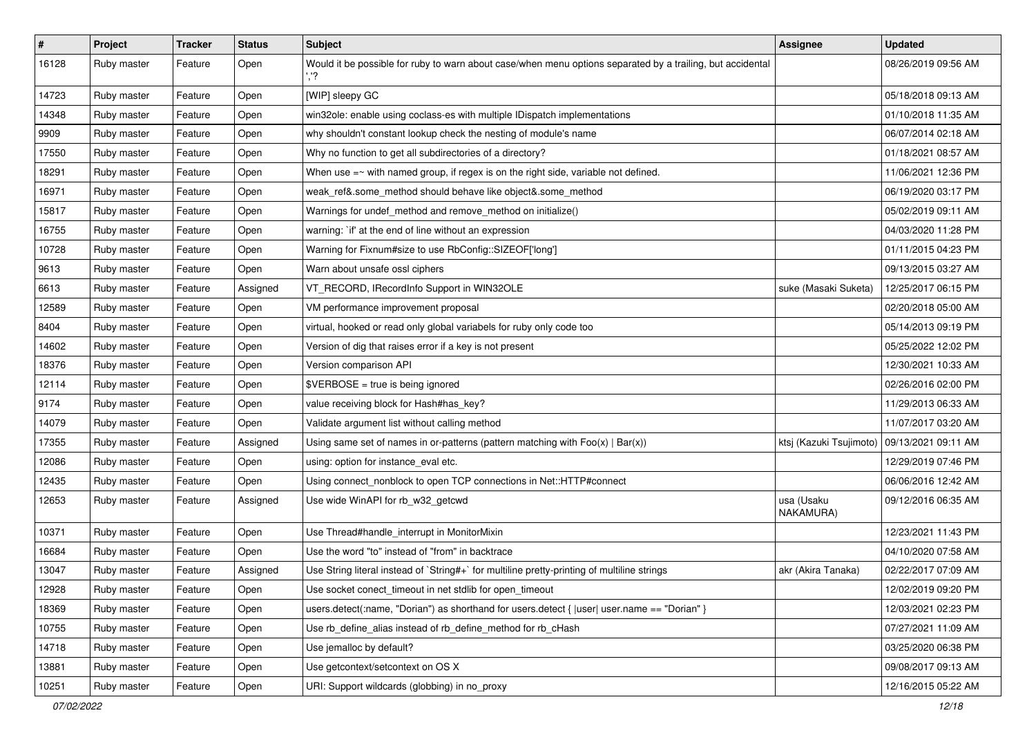| # | Project | Tracker | Status | Subject | Assignee | Updated |
|---|---|---|---|---|---|---|
| 16128 | Ruby master | Feature | Open | Would it be possible for ruby to warn about case/when menu options separated by a trailing, but accidental ','? | | 08/26/2019 09:56 AM |
| 14723 | Ruby master | Feature | Open | [WIP] sleepy GC | | 05/18/2018 09:13 AM |
| 14348 | Ruby master | Feature | Open | win32ole: enable using coclass-es with multiple IDispatch implementations | | 01/10/2018 11:35 AM |
| 9909 | Ruby master | Feature | Open | why shouldn't constant lookup check the nesting of module's name | | 06/07/2014 02:18 AM |
| 17550 | Ruby master | Feature | Open | Why no function to get all subdirectories of a directory? | | 01/18/2021 08:57 AM |
| 18291 | Ruby master | Feature | Open | When use =~ with named group, if regex is on the right side, variable not defined. | | 11/06/2021 12:36 PM |
| 16971 | Ruby master | Feature | Open | weak_ref&.some_method should behave like object&.some_method | | 06/19/2020 03:17 PM |
| 15817 | Ruby master | Feature | Open | Warnings for undef_method and remove_method on initialize() | | 05/02/2019 09:11 AM |
| 16755 | Ruby master | Feature | Open | warning: `if' at the end of line without an expression | | 04/03/2020 11:28 PM |
| 10728 | Ruby master | Feature | Open | Warning for Fixnum#size to use RbConfig::SIZEOF['long'] | | 01/11/2015 04:23 PM |
| 9613 | Ruby master | Feature | Open | Warn about unsafe ossl ciphers | | 09/13/2015 03:27 AM |
| 6613 | Ruby master | Feature | Assigned | VT_RECORD, IRecordInfo Support in WIN32OLE | suke (Masaki Suketa) | 12/25/2017 06:15 PM |
| 12589 | Ruby master | Feature | Open | VM performance improvement proposal | | 02/20/2018 05:00 AM |
| 8404 | Ruby master | Feature | Open | virtual, hooked or read only global variabels for ruby only code too | | 05/14/2013 09:19 PM |
| 14602 | Ruby master | Feature | Open | Version of dig that raises error if a key is not present | | 05/25/2022 12:02 PM |
| 18376 | Ruby master | Feature | Open | Version comparison API | | 12/30/2021 10:33 AM |
| 12114 | Ruby master | Feature | Open | $VERBOSE = true is being ignored | | 02/26/2016 02:00 PM |
| 9174 | Ruby master | Feature | Open | value receiving block for Hash#has_key? | | 11/29/2013 06:33 AM |
| 14079 | Ruby master | Feature | Open | Validate argument list without calling method | | 11/07/2017 03:20 AM |
| 17355 | Ruby master | Feature | Assigned | Using same set of names in or-patterns (pattern matching with Foo(x) \| Bar(x)) | ktsj (Kazuki Tsujimoto) | 09/13/2021 09:11 AM |
| 12086 | Ruby master | Feature | Open | using: option for instance_eval etc. | | 12/29/2019 07:46 PM |
| 12435 | Ruby master | Feature | Open | Using connect_nonblock to open TCP connections in Net::HTTP#connect | | 06/06/2016 12:42 AM |
| 12653 | Ruby master | Feature | Assigned | Use wide WinAPI for rb_w32_getcwd | usa (Usaku NAKAMURA) | 09/12/2016 06:35 AM |
| 10371 | Ruby master | Feature | Open | Use Thread#handle_interrupt in MonitorMixin | | 12/23/2021 11:43 PM |
| 16684 | Ruby master | Feature | Open | Use the word "to" instead of "from" in backtrace | | 04/10/2020 07:58 AM |
| 13047 | Ruby master | Feature | Assigned | Use String literal instead of `String#+` for multiline pretty-printing of multiline strings | akr (Akira Tanaka) | 02/22/2017 07:09 AM |
| 12928 | Ruby master | Feature | Open | Use socket conect_timeout in net stdlib for open_timeout | | 12/02/2019 09:20 PM |
| 18369 | Ruby master | Feature | Open | users.detect(:name, "Dorian") as shorthand for users.detect { \|user\| user.name == "Dorian" } | | 12/03/2021 02:23 PM |
| 10755 | Ruby master | Feature | Open | Use rb_define_alias instead of rb_define_method for rb_cHash | | 07/27/2021 11:09 AM |
| 14718 | Ruby master | Feature | Open | Use jemalloc by default? | | 03/25/2020 06:38 PM |
| 13881 | Ruby master | Feature | Open | Use getcontext/setcontext on OS X | | 09/08/2017 09:13 AM |
| 10251 | Ruby master | Feature | Open | URI: Support wildcards (globbing) in no_proxy | | 12/16/2015 05:22 AM |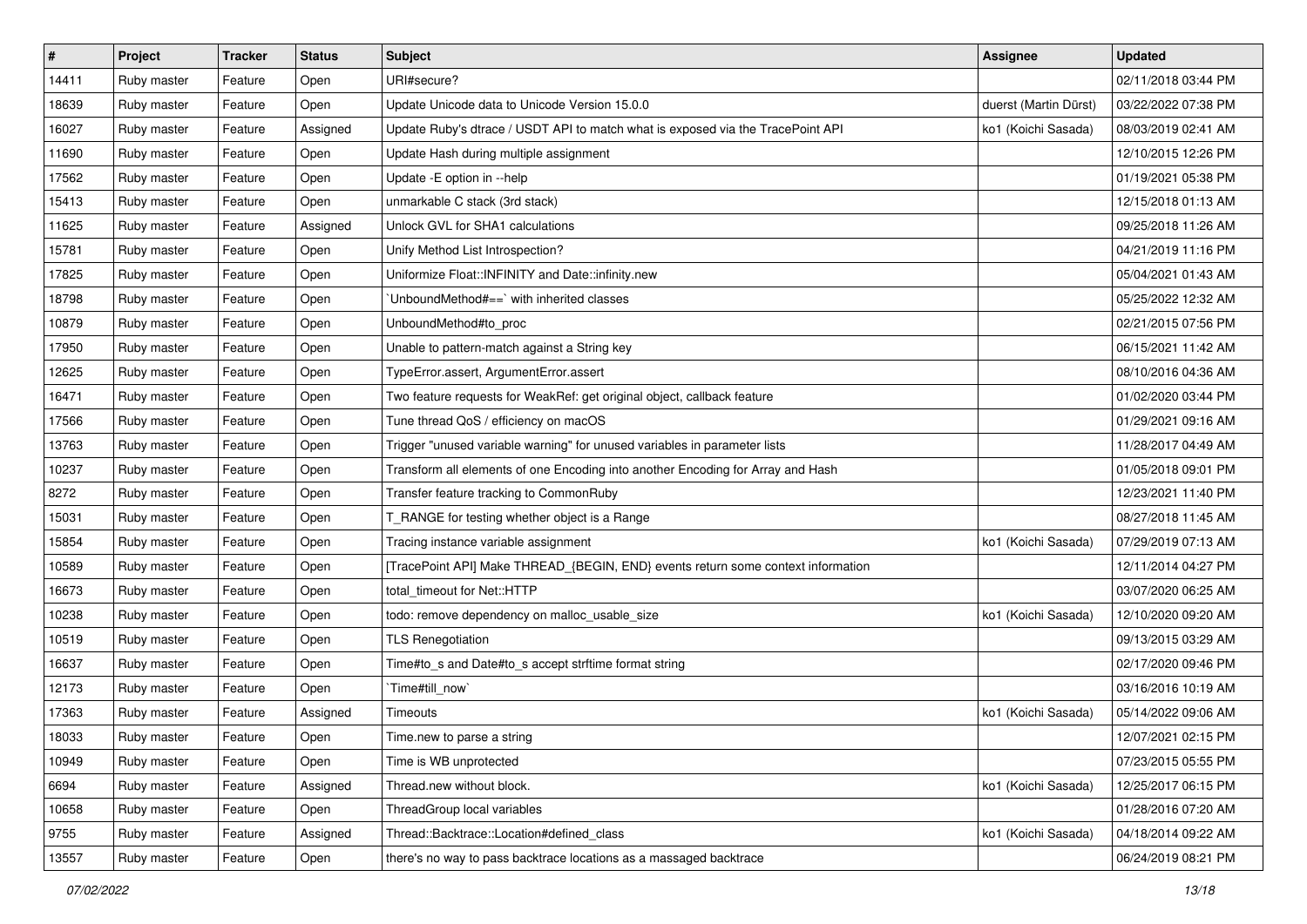| # | Project | Tracker | Status | Subject | Assignee | Updated |
|---|---|---|---|---|---|---|
| 14411 | Ruby master | Feature | Open | URI#secure? | | 02/11/2018 03:44 PM |
| 18639 | Ruby master | Feature | Open | Update Unicode data to Unicode Version 15.0.0 | duerst (Martin Dürst) | 03/22/2022 07:38 PM |
| 16027 | Ruby master | Feature | Assigned | Update Ruby's dtrace / USDT API to match what is exposed via the TracePoint API | ko1 (Koichi Sasada) | 08/03/2019 02:41 AM |
| 11690 | Ruby master | Feature | Open | Update Hash during multiple assignment | | 12/10/2015 12:26 PM |
| 17562 | Ruby master | Feature | Open | Update -E option in --help | | 01/19/2021 05:38 PM |
| 15413 | Ruby master | Feature | Open | unmarkable C stack (3rd stack) | | 12/15/2018 01:13 AM |
| 11625 | Ruby master | Feature | Assigned | Unlock GVL for SHA1 calculations | | 09/25/2018 11:26 AM |
| 15781 | Ruby master | Feature | Open | Unify Method List Introspection? | | 04/21/2019 11:16 PM |
| 17825 | Ruby master | Feature | Open | Uniformize Float::INFINITY and Date::infinity.new | | 05/04/2021 01:43 AM |
| 18798 | Ruby master | Feature | Open | `UnboundMethod#==` with inherited classes | | 05/25/2022 12:32 AM |
| 10879 | Ruby master | Feature | Open | UnboundMethod#to_proc | | 02/21/2015 07:56 PM |
| 17950 | Ruby master | Feature | Open | Unable to pattern-match against a String key | | 06/15/2021 11:42 AM |
| 12625 | Ruby master | Feature | Open | TypeError.assert, ArgumentError.assert | | 08/10/2016 04:36 AM |
| 16471 | Ruby master | Feature | Open | Two feature requests for WeakRef: get original object, callback feature | | 01/02/2020 03:44 PM |
| 17566 | Ruby master | Feature | Open | Tune thread QoS / efficiency on macOS | | 01/29/2021 09:16 AM |
| 13763 | Ruby master | Feature | Open | Trigger "unused variable warning" for unused variables in parameter lists | | 11/28/2017 04:49 AM |
| 10237 | Ruby master | Feature | Open | Transform all elements of one Encoding into another Encoding for Array and Hash | | 01/05/2018 09:01 PM |
| 8272 | Ruby master | Feature | Open | Transfer feature tracking to CommonRuby | | 12/23/2021 11:40 PM |
| 15031 | Ruby master | Feature | Open | T_RANGE for testing whether object is a Range | | 08/27/2018 11:45 AM |
| 15854 | Ruby master | Feature | Open | Tracing instance variable assignment | ko1 (Koichi Sasada) | 07/29/2019 07:13 AM |
| 10589 | Ruby master | Feature | Open | [TracePoint API] Make THREAD_{BEGIN, END} events return some context information | | 12/11/2014 04:27 PM |
| 16673 | Ruby master | Feature | Open | total_timeout for Net::HTTP | | 03/07/2020 06:25 AM |
| 10238 | Ruby master | Feature | Open | todo: remove dependency on malloc_usable_size | ko1 (Koichi Sasada) | 12/10/2020 09:20 AM |
| 10519 | Ruby master | Feature | Open | TLS Renegotiation | | 09/13/2015 03:29 AM |
| 16637 | Ruby master | Feature | Open | Time#to_s and Date#to_s accept strftime format string | | 02/17/2020 09:46 PM |
| 12173 | Ruby master | Feature | Open | `Time#till_now` | | 03/16/2016 10:19 AM |
| 17363 | Ruby master | Feature | Assigned | Timeouts | ko1 (Koichi Sasada) | 05/14/2022 09:06 AM |
| 18033 | Ruby master | Feature | Open | Time.new to parse a string | | 12/07/2021 02:15 PM |
| 10949 | Ruby master | Feature | Open | Time is WB unprotected | | 07/23/2015 05:55 PM |
| 6694 | Ruby master | Feature | Assigned | Thread.new without block. | ko1 (Koichi Sasada) | 12/25/2017 06:15 PM |
| 10658 | Ruby master | Feature | Open | ThreadGroup local variables | | 01/28/2016 07:20 AM |
| 9755 | Ruby master | Feature | Assigned | Thread::Backtrace::Location#defined_class | ko1 (Koichi Sasada) | 04/18/2014 09:22 AM |
| 13557 | Ruby master | Feature | Open | there's no way to pass backtrace locations as a massaged backtrace | | 06/24/2019 08:21 PM |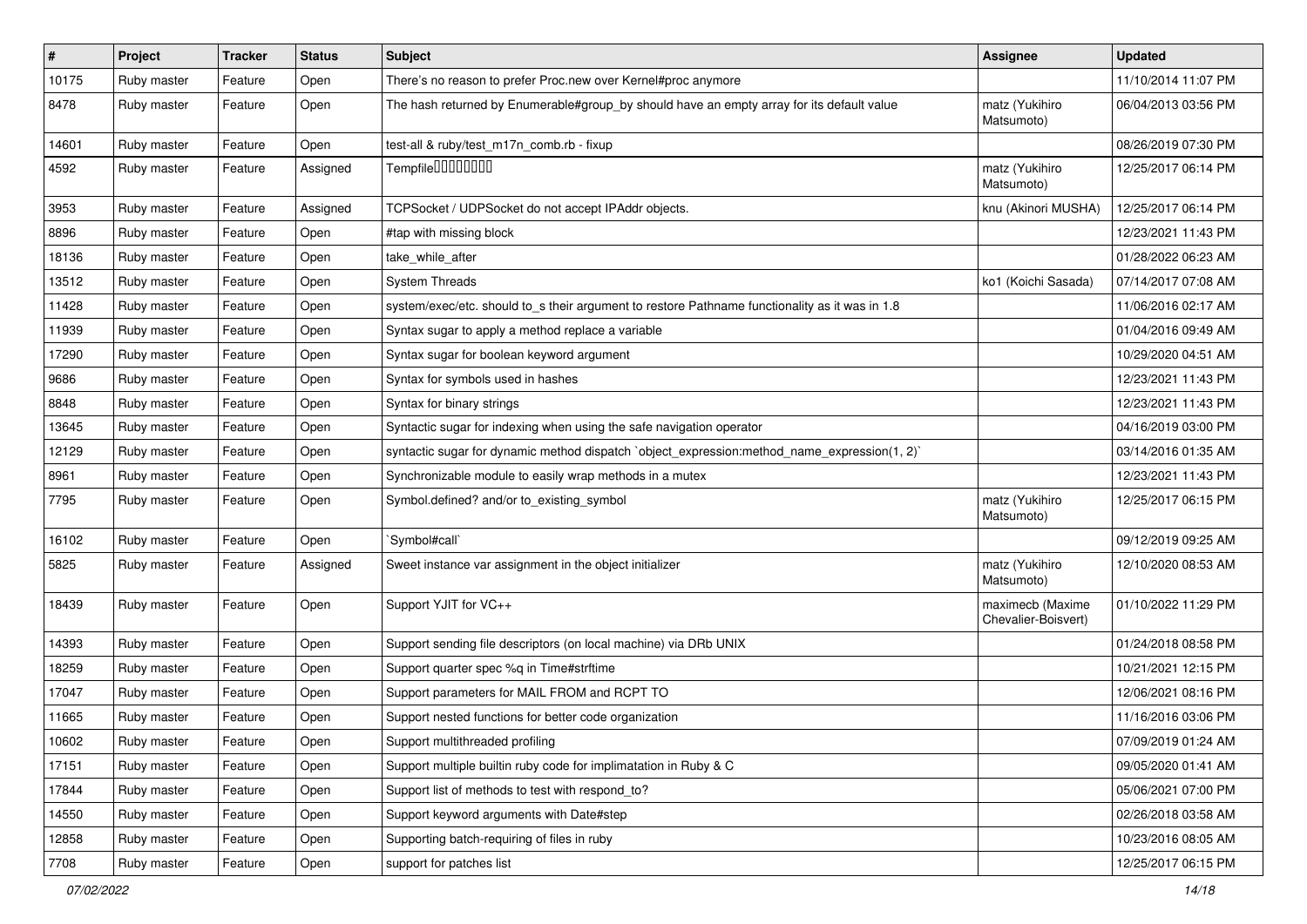| # | Project | Tracker | Status | Subject | Assignee | Updated |
|---|---|---|---|---|---|---|
| 10175 | Ruby master | Feature | Open | There's no reason to prefer Proc.new over Kernel#proc anymore | | 11/10/2014 11:07 PM |
| 8478 | Ruby master | Feature | Open | The hash returned by Enumerable#group_by should have an empty array for its default value | matz (Yukihiro Matsumoto) | 06/04/2013 03:56 PM |
| 14601 | Ruby master | Feature | Open | test-all & ruby/test_m17n_comb.rb - fixup | | 08/26/2019 07:30 PM |
| 4592 | Ruby master | Feature | Assigned | Tempfile�������� | matz (Yukihiro Matsumoto) | 12/25/2017 06:14 PM |
| 3953 | Ruby master | Feature | Assigned | TCPSocket / UDPSocket do not accept IPAddr objects. | knu (Akinori MUSHA) | 12/25/2017 06:14 PM |
| 8896 | Ruby master | Feature | Open | #tap with missing block | | 12/23/2021 11:43 PM |
| 18136 | Ruby master | Feature | Open | take_while_after | | 01/28/2022 06:23 AM |
| 13512 | Ruby master | Feature | Open | System Threads | ko1 (Koichi Sasada) | 07/14/2017 07:08 AM |
| 11428 | Ruby master | Feature | Open | system/exec/etc. should to_s their argument to restore Pathname functionality as it was in 1.8 | | 11/06/2016 02:17 AM |
| 11939 | Ruby master | Feature | Open | Syntax sugar to apply a method replace a variable | | 01/04/2016 09:49 AM |
| 17290 | Ruby master | Feature | Open | Syntax sugar for boolean keyword argument | | 10/29/2020 04:51 AM |
| 9686 | Ruby master | Feature | Open | Syntax for symbols used in hashes | | 12/23/2021 11:43 PM |
| 8848 | Ruby master | Feature | Open | Syntax for binary strings | | 12/23/2021 11:43 PM |
| 13645 | Ruby master | Feature | Open | Syntactic sugar for indexing when using the safe navigation operator | | 04/16/2019 03:00 PM |
| 12129 | Ruby master | Feature | Open | syntactic sugar for dynamic method dispatch `object_expression:method_name_expression(1, 2)` | | 03/14/2016 01:35 AM |
| 8961 | Ruby master | Feature | Open | Synchronizable module to easily wrap methods in a mutex | | 12/23/2021 11:43 PM |
| 7795 | Ruby master | Feature | Open | Symbol.defined? and/or to_existing_symbol | matz (Yukihiro Matsumoto) | 12/25/2017 06:15 PM |
| 16102 | Ruby master | Feature | Open | `Symbol#call` | | 09/12/2019 09:25 AM |
| 5825 | Ruby master | Feature | Assigned | Sweet instance var assignment in the object initializer | matz (Yukihiro Matsumoto) | 12/10/2020 08:53 AM |
| 18439 | Ruby master | Feature | Open | Support YJIT for VC++ | maximecb (Maxime Chevalier-Boisvert) | 01/10/2022 11:29 PM |
| 14393 | Ruby master | Feature | Open | Support sending file descriptors (on local machine) via DRb UNIX | | 01/24/2018 08:58 PM |
| 18259 | Ruby master | Feature | Open | Support quarter spec %q in Time#strftime | | 10/21/2021 12:15 PM |
| 17047 | Ruby master | Feature | Open | Support parameters for MAIL FROM and RCPT TO | | 12/06/2021 08:16 PM |
| 11665 | Ruby master | Feature | Open | Support nested functions for better code organization | | 11/16/2016 03:06 PM |
| 10602 | Ruby master | Feature | Open | Support multithreaded profiling | | 07/09/2019 01:24 AM |
| 17151 | Ruby master | Feature | Open | Support multiple builtin ruby code for implimatation in Ruby & C | | 09/05/2020 01:41 AM |
| 17844 | Ruby master | Feature | Open | Support list of methods to test with respond_to? | | 05/06/2021 07:00 PM |
| 14550 | Ruby master | Feature | Open | Support keyword arguments with Date#step | | 02/26/2018 03:58 AM |
| 12858 | Ruby master | Feature | Open | Supporting batch-requiring of files in ruby | | 10/23/2016 08:05 AM |
| 7708 | Ruby master | Feature | Open | support for patches list | | 12/25/2017 06:15 PM |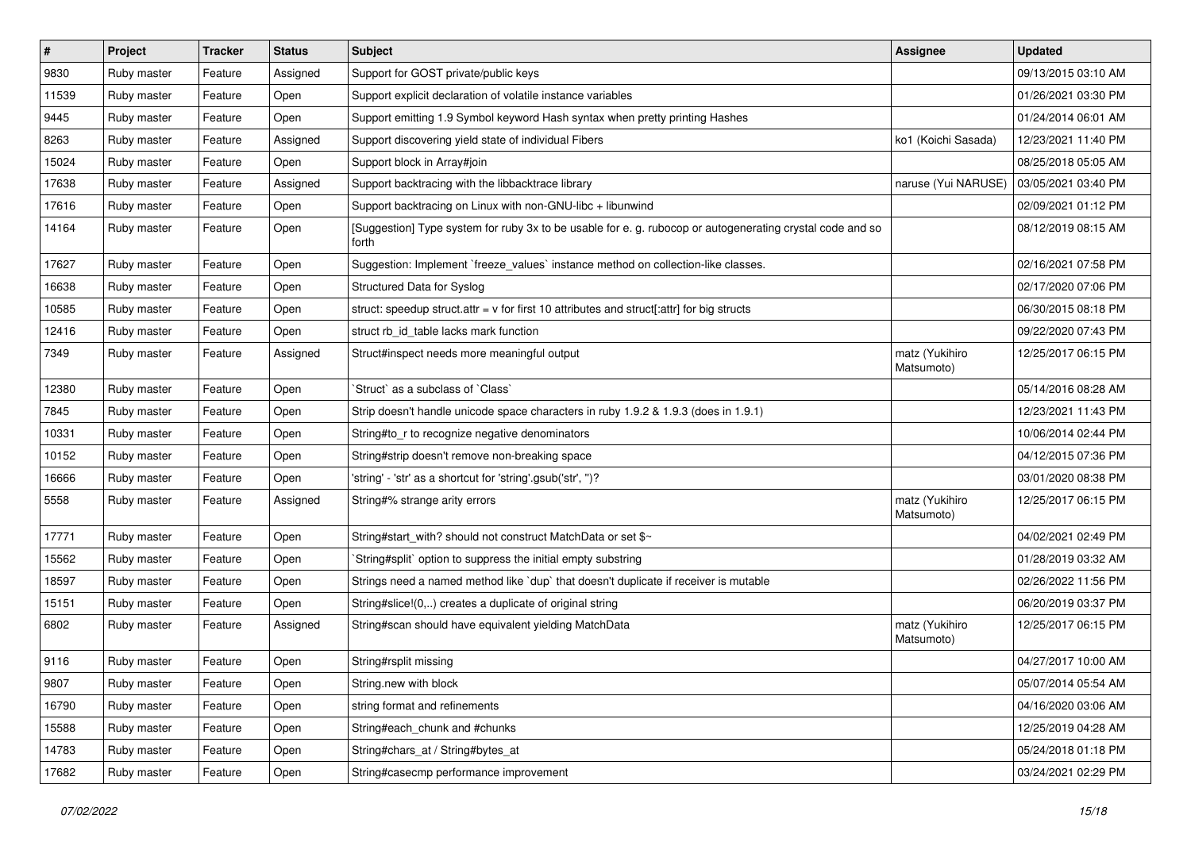| # | Project | Tracker | Status | Subject | Assignee | Updated |
|---|---|---|---|---|---|---|
| 9830 | Ruby master | Feature | Assigned | Support for GOST private/public keys | | 09/13/2015 03:10 AM |
| 11539 | Ruby master | Feature | Open | Support explicit declaration of volatile instance variables | | 01/26/2021 03:30 PM |
| 9445 | Ruby master | Feature | Open | Support emitting 1.9 Symbol keyword Hash syntax when pretty printing Hashes | | 01/24/2014 06:01 AM |
| 8263 | Ruby master | Feature | Assigned | Support discovering yield state of individual Fibers | ko1 (Koichi Sasada) | 12/23/2021 11:40 PM |
| 15024 | Ruby master | Feature | Open | Support block in Array#join | | 08/25/2018 05:05 AM |
| 17638 | Ruby master | Feature | Assigned | Support backtracing with the libbacktrace library | naruse (Yui NARUSE) | 03/05/2021 03:40 PM |
| 17616 | Ruby master | Feature | Open | Support backtracing on Linux with non-GNU-libc + libunwind | | 02/09/2021 01:12 PM |
| 14164 | Ruby master | Feature | Open | [Suggestion] Type system for ruby 3x to be usable for e. g. rubocop or autogenerating crystal code and so forth | | 08/12/2019 08:15 AM |
| 17627 | Ruby master | Feature | Open | Suggestion: Implement `freeze_values` instance method on collection-like classes. | | 02/16/2021 07:58 PM |
| 16638 | Ruby master | Feature | Open | Structured Data for Syslog | | 02/17/2020 07:06 PM |
| 10585 | Ruby master | Feature | Open | struct: speedup struct.attr = v for first 10 attributes and struct[:attr] for big structs | | 06/30/2015 08:18 PM |
| 12416 | Ruby master | Feature | Open | struct rb_id_table lacks mark function | | 09/22/2020 07:43 PM |
| 7349 | Ruby master | Feature | Assigned | Struct#inspect needs more meaningful output | matz (Yukihiro Matsumoto) | 12/25/2017 06:15 PM |
| 12380 | Ruby master | Feature | Open | `Struct` as a subclass of `Class` | | 05/14/2016 08:28 AM |
| 7845 | Ruby master | Feature | Open | Strip doesn't handle unicode space characters in ruby 1.9.2 & 1.9.3 (does in 1.9.1) | | 12/23/2021 11:43 PM |
| 10331 | Ruby master | Feature | Open | String#to_r to recognize negative denominators | | 10/06/2014 02:44 PM |
| 10152 | Ruby master | Feature | Open | String#strip doesn't remove non-breaking space | | 04/12/2015 07:36 PM |
| 16666 | Ruby master | Feature | Open | 'string' - 'str' as a shortcut for 'string'.gsub('str', '')? | | 03/01/2020 08:38 PM |
| 5558 | Ruby master | Feature | Assigned | String#% strange arity errors | matz (Yukihiro Matsumoto) | 12/25/2017 06:15 PM |
| 17771 | Ruby master | Feature | Open | String#start_with? should not construct MatchData or set $~ | | 04/02/2021 02:49 PM |
| 15562 | Ruby master | Feature | Open | `String#split` option to suppress the initial empty substring | | 01/28/2019 03:32 AM |
| 18597 | Ruby master | Feature | Open | Strings need a named method like `dup` that doesn't duplicate if receiver is mutable | | 02/26/2022 11:56 PM |
| 15151 | Ruby master | Feature | Open | String#slice!(0,..) creates a duplicate of original string | | 06/20/2019 03:37 PM |
| 6802 | Ruby master | Feature | Assigned | String#scan should have equivalent yielding MatchData | matz (Yukihiro Matsumoto) | 12/25/2017 06:15 PM |
| 9116 | Ruby master | Feature | Open | String#rsplit missing | | 04/27/2017 10:00 AM |
| 9807 | Ruby master | Feature | Open | String.new with block | | 05/07/2014 05:54 AM |
| 16790 | Ruby master | Feature | Open | string format and refinements | | 04/16/2020 03:06 AM |
| 15588 | Ruby master | Feature | Open | String#each_chunk and #chunks | | 12/25/2019 04:28 AM |
| 14783 | Ruby master | Feature | Open | String#chars_at / String#bytes_at | | 05/24/2018 01:18 PM |
| 17682 | Ruby master | Feature | Open | String#casecmp performance improvement | | 03/24/2021 02:29 PM |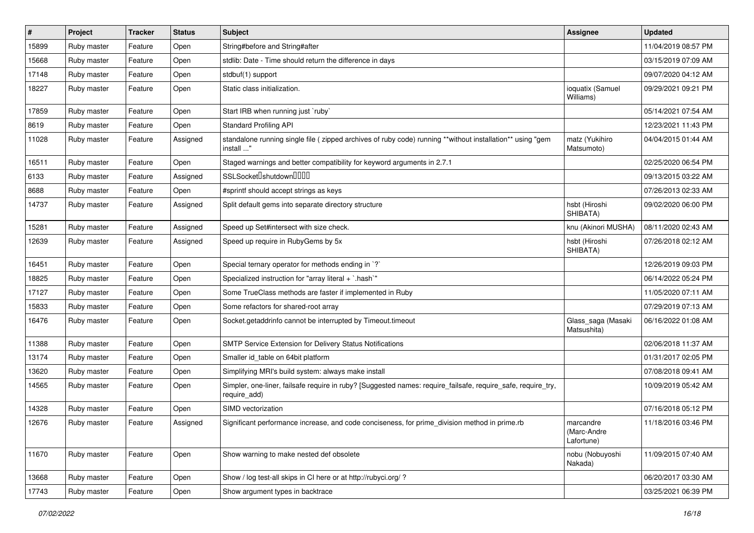| # | Project | Tracker | Status | Subject | Assignee | Updated |
|---|---|---|---|---|---|---|
| 15899 | Ruby master | Feature | Open | String#before and String#after | | 11/04/2019 08:57 PM |
| 15668 | Ruby master | Feature | Open | stdlib: Date - Time should return the difference in days | | 03/15/2019 07:09 AM |
| 17148 | Ruby master | Feature | Open | stdbuf(1) support | | 09/07/2020 04:12 AM |
| 18227 | Ruby master | Feature | Open | Static class initialization. | ioquatix (Samuel Williams) | 09/29/2021 09:21 PM |
| 17859 | Ruby master | Feature | Open | Start IRB when running just `ruby` | | 05/14/2021 07:54 AM |
| 8619 | Ruby master | Feature | Open | Standard Profiling API | | 12/23/2021 11:43 PM |
| 11028 | Ruby master | Feature | Assigned | standalone running single file ( zipped archives of ruby code) running **without installation** using "gem install ..." | matz (Yukihiro Matsumoto) | 04/04/2015 01:44 AM |
| 16511 | Ruby master | Feature | Open | Staged warnings and better compatibility for keyword arguments in 2.7.1 | | 02/25/2020 06:54 PM |
| 6133 | Ruby master | Feature | Assigned | SSLSocket�shutdown���� | | 09/13/2015 03:22 AM |
| 8688 | Ruby master | Feature | Open | #sprintf should accept strings as keys | | 07/26/2013 02:33 AM |
| 14737 | Ruby master | Feature | Assigned | Split default gems into separate directory structure | hsbt (Hiroshi SHIBATA) | 09/02/2020 06:00 PM |
| 15281 | Ruby master | Feature | Assigned | Speed up Set#intersect with size check. | knu (Akinori MUSHA) | 08/11/2020 02:43 AM |
| 12639 | Ruby master | Feature | Assigned | Speed up require in RubyGems by 5x | hsbt (Hiroshi SHIBATA) | 07/26/2018 02:12 AM |
| 16451 | Ruby master | Feature | Open | Special ternary operator for methods ending in `?` | | 12/26/2019 09:03 PM |
| 18825 | Ruby master | Feature | Open | Specialized instruction for "array literal + `.hash`" | | 06/14/2022 05:24 PM |
| 17127 | Ruby master | Feature | Open | Some TrueClass methods are faster if implemented in Ruby | | 11/05/2020 07:11 AM |
| 15833 | Ruby master | Feature | Open | Some refactors for shared-root array | | 07/29/2019 07:13 AM |
| 16476 | Ruby master | Feature | Open | Socket.getaddrinfo cannot be interrupted by Timeout.timeout | Glass_saga (Masaki Matsushita) | 06/16/2022 01:08 AM |
| 11388 | Ruby master | Feature | Open | SMTP Service Extension for Delivery Status Notifications | | 02/06/2018 11:37 AM |
| 13174 | Ruby master | Feature | Open | Smaller id_table on 64bit platform | | 01/31/2017 02:05 PM |
| 13620 | Ruby master | Feature | Open | Simplifying MRI's build system: always make install | | 07/08/2018 09:41 AM |
| 14565 | Ruby master | Feature | Open | Simpler, one-liner, failsafe require in ruby? [Suggested names: require_failsafe, require_safe, require_try, require_add) | | 10/09/2019 05:42 AM |
| 14328 | Ruby master | Feature | Open | SIMD vectorization | | 07/16/2018 05:12 PM |
| 12676 | Ruby master | Feature | Assigned | Significant performance increase, and code conciseness, for prime_division method in prime.rb | marcandre (Marc-Andre Lafortune) | 11/18/2016 03:46 PM |
| 11670 | Ruby master | Feature | Open | Show warning to make nested def obsolete | nobu (Nobuyoshi Nakada) | 11/09/2015 07:40 AM |
| 13668 | Ruby master | Feature | Open | Show / log test-all skips in CI here or at http://rubyci.org/ ? | | 06/20/2017 03:30 AM |
| 17743 | Ruby master | Feature | Open | Show argument types in backtrace | | 03/25/2021 06:39 PM |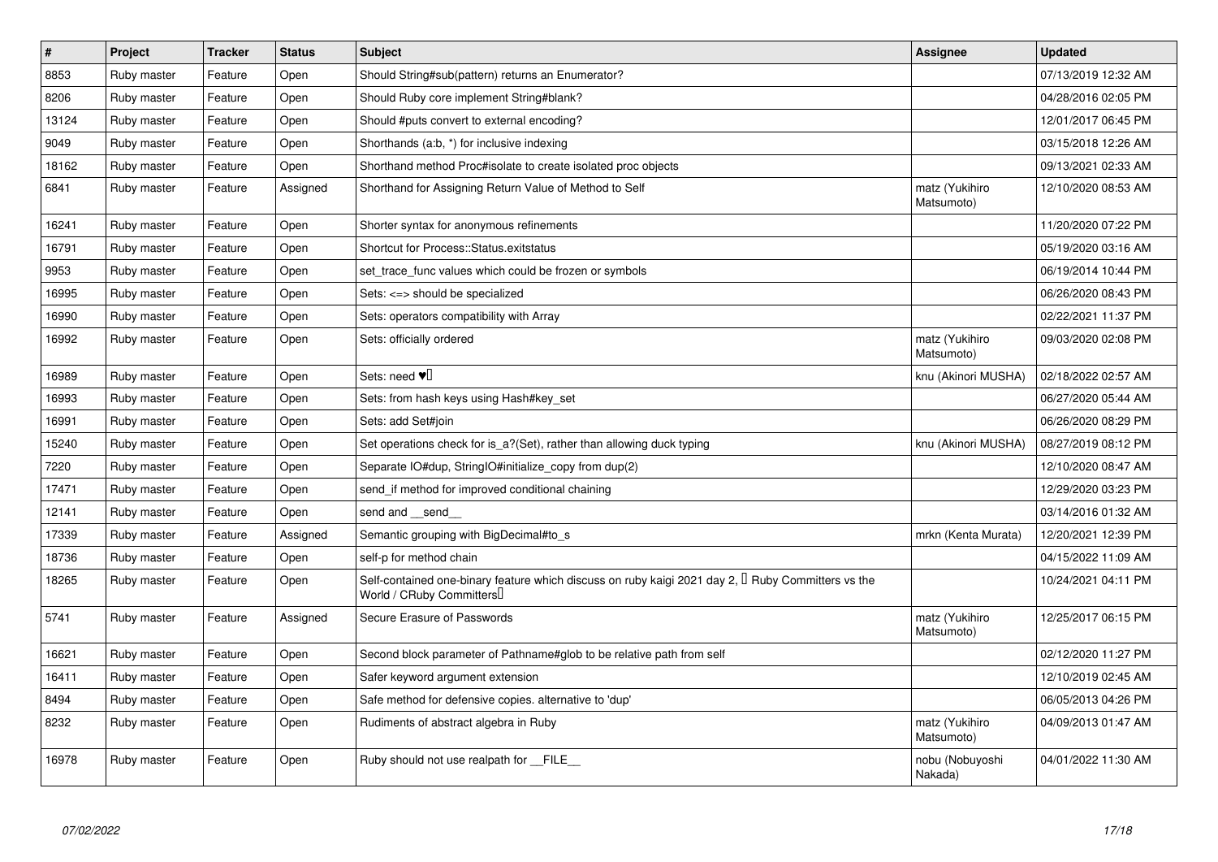| # | Project | Tracker | Status | Subject | Assignee | Updated |
|---|---|---|---|---|---|---|
| 8853 | Ruby master | Feature | Open | Should String#sub(pattern) returns an Enumerator? | | 07/13/2019 12:32 AM |
| 8206 | Ruby master | Feature | Open | Should Ruby core implement String#blank? | | 04/28/2016 02:05 PM |
| 13124 | Ruby master | Feature | Open | Should #puts convert to external encoding? | | 12/01/2017 06:45 PM |
| 9049 | Ruby master | Feature | Open | Shorthands (a:b, *) for inclusive indexing | | 03/15/2018 12:26 AM |
| 18162 | Ruby master | Feature | Open | Shorthand method Proc#isolate to create isolated proc objects | | 09/13/2021 02:33 AM |
| 6841 | Ruby master | Feature | Assigned | Shorthand for Assigning Return Value of Method to Self | matz (Yukihiro Matsumoto) | 12/10/2020 08:53 AM |
| 16241 | Ruby master | Feature | Open | Shorter syntax for anonymous refinements | | 11/20/2020 07:22 PM |
| 16791 | Ruby master | Feature | Open | Shortcut for Process::Status.exitstatus | | 05/19/2020 03:16 AM |
| 9953 | Ruby master | Feature | Open | set_trace_func values which could be frozen or symbols | | 06/19/2014 10:44 PM |
| 16995 | Ruby master | Feature | Open | Sets: <=> should be specialized | | 06/26/2020 08:43 PM |
| 16990 | Ruby master | Feature | Open | Sets: operators compatibility with Array | | 02/22/2021 11:37 PM |
| 16992 | Ruby master | Feature | Open | Sets: officially ordered | matz (Yukihiro Matsumoto) | 09/03/2020 02:08 PM |
| 16989 | Ruby master | Feature | Open | Sets: need ♥️ | knu (Akinori MUSHA) | 02/18/2022 02:57 AM |
| 16993 | Ruby master | Feature | Open | Sets: from hash keys using Hash#key_set | | 06/27/2020 05:44 AM |
| 16991 | Ruby master | Feature | Open | Sets: add Set#join | | 06/26/2020 08:29 PM |
| 15240 | Ruby master | Feature | Open | Set operations check for is_a?(Set), rather than allowing duck typing | knu (Akinori MUSHA) | 08/27/2019 08:12 PM |
| 7220 | Ruby master | Feature | Open | Separate IO#dup, StringIO#initialize_copy from dup(2) | | 12/10/2020 08:47 AM |
| 17471 | Ruby master | Feature | Open | send_if method for improved conditional chaining | | 12/29/2020 03:23 PM |
| 12141 | Ruby master | Feature | Open | send and __send__ | | 03/14/2016 01:32 AM |
| 17339 | Ruby master | Feature | Assigned | Semantic grouping with BigDecimal#to_s | mrkn (Kenta Murata) | 12/20/2021 12:39 PM |
| 18736 | Ruby master | Feature | Open | self-p for method chain | | 04/15/2022 11:09 AM |
| 18265 | Ruby master | Feature | Open | Self-contained one-binary feature which discuss on ruby kaigi 2021 day 2, 「Ruby Committers vs the World / CRuby Committers」 | | 10/24/2021 04:11 PM |
| 5741 | Ruby master | Feature | Assigned | Secure Erasure of Passwords | matz (Yukihiro Matsumoto) | 12/25/2017 06:15 PM |
| 16621 | Ruby master | Feature | Open | Second block parameter of Pathname#glob to be relative path from self | | 02/12/2020 11:27 PM |
| 16411 | Ruby master | Feature | Open | Safer keyword argument extension | | 12/10/2019 02:45 AM |
| 8494 | Ruby master | Feature | Open | Safe method for defensive copies. alternative to 'dup' | | 06/05/2013 04:26 PM |
| 8232 | Ruby master | Feature | Open | Rudiments of abstract algebra in Ruby | matz (Yukihiro Matsumoto) | 04/09/2013 01:47 AM |
| 16978 | Ruby master | Feature | Open | Ruby should not use realpath for __FILE__ | nobu (Nobuyoshi Nakada) | 04/01/2022 11:30 AM |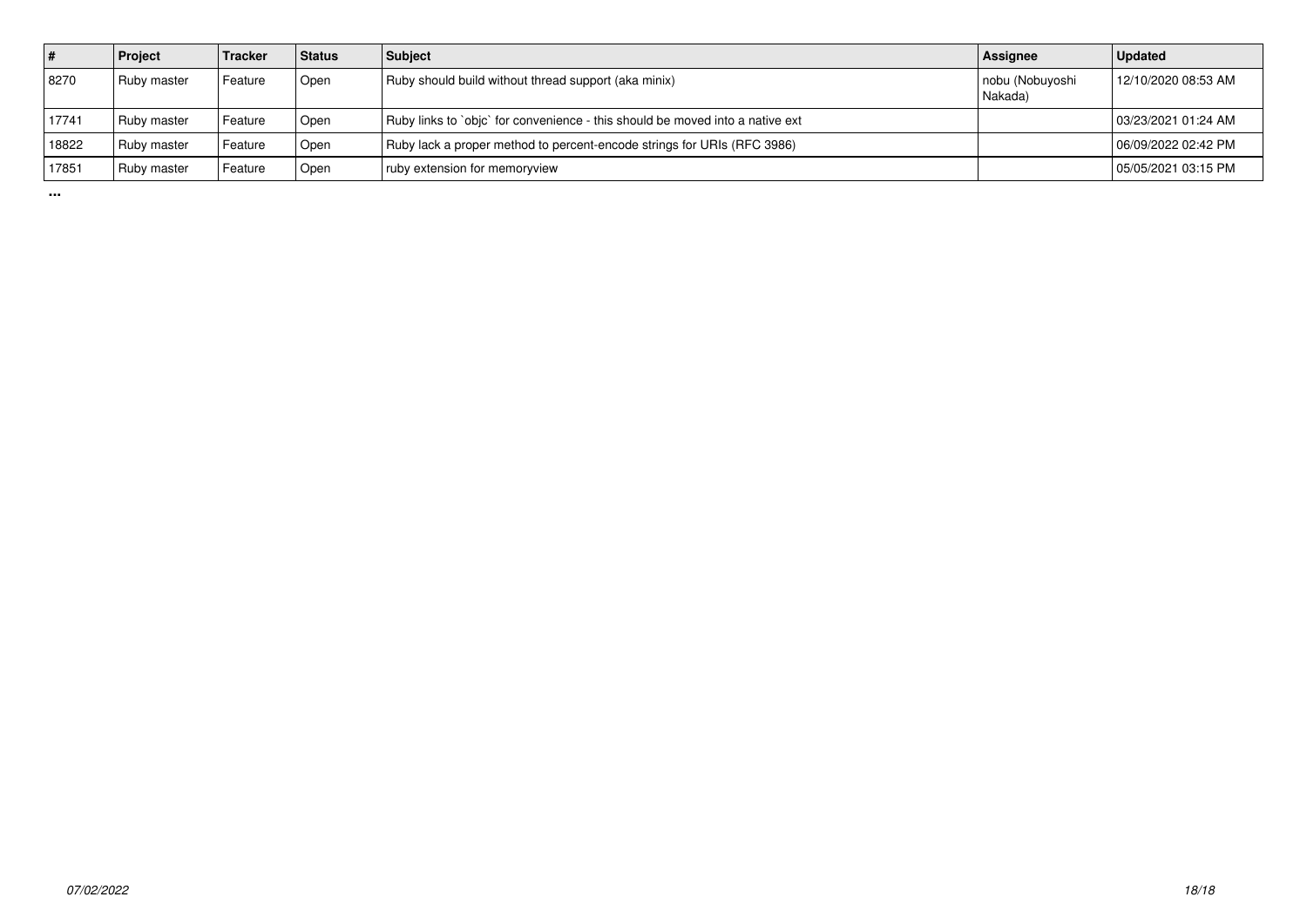| # | Project | Tracker | Status | Subject | Assignee | Updated |
|---|---|---|---|---|---|---|
| 8270 | Ruby master | Feature | Open | Ruby should build without thread support (aka minix) | nobu (Nobuyoshi Nakada) | 12/10/2020 08:53 AM |
| 17741 | Ruby master | Feature | Open | Ruby links to `objc` for convenience - this should be moved into a native ext | | 03/23/2021 01:24 AM |
| 18822 | Ruby master | Feature | Open | Ruby lack a proper method to percent-encode strings for URIs (RFC 3986) | | 06/09/2022 02:42 PM |
| 17851 | Ruby master | Feature | Open | ruby extension for memoryview | | 05/05/2021 03:15 PM |

...